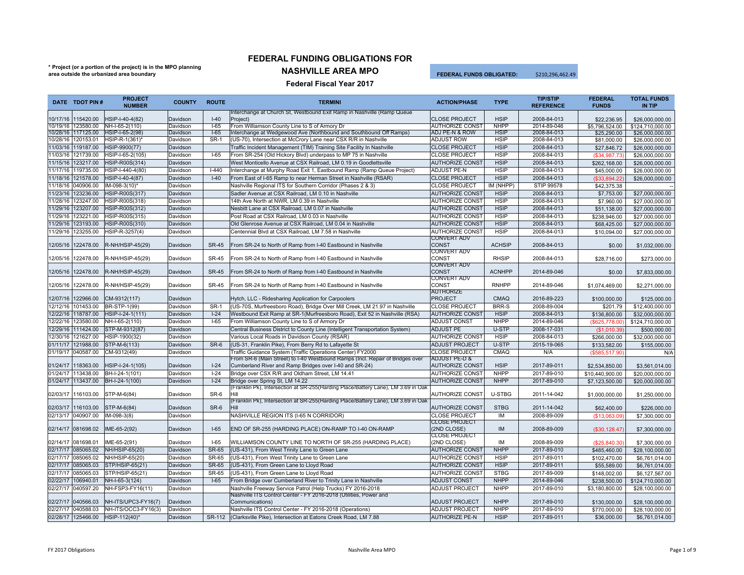# FEDERAL FUNDING OBLIGATIONS FOR

# NASHVILLE AREA MPO

### Federal Fiscal Year 2017

* Project (or a portion of the project) is in the MPO planning area outside the urbanized area boundary

**FEDERAL FUNDS OBLIGATED:** $210,296,462.49

| DATE | TDOT PIN # | PROJECT NUMBER | COUNTY | ROUTE | TERMINI | ACTION/PHASE | TYPE | TIP/STIP REFERENCE | FEDERAL FUNDS | TOTAL FUNDS IN TIP |
|---|---|---|---|---|---|---|---|---|---|---|
| 10/17/16 | 115420.00 | HSIP-I-40-4(82) | Davidson | I-40 | Interchange at Church St, Westbound Exit Ramp in Nashville (Ramp Queue Project) | CLOSE PROJECT | HSIP | 2008-84-013 | $22,236.95 | $26,000,000.00 |
| 10/19/16 | 123580.00 | NH-I-65-2(110) | Davidson | I-65 | From Williamson County Line to S of Armory Dr | AUTHORIZE CONST | NHPP | 2014-89-046 | $5,796,524.00 | $124,710,000.00 |
| 10/28/16 | 117125.00 | HSIP-I-65-2(98) | Davidson | I-65 | Interchange at Wedgewood Ave (Northbound and Southbound Off Ramps) | ADJ PE-N & ROW | HSIP | 2008-84-013 | $25,290.00 | $26,000,000.00 |
| 10/28/16 | 120153.01 | HSIP-R-1(361)* | Davidson | SR-1 | (US-70), Intersection at McCrory Lane near CSX R/R in Nashville | ADJUST ROW | HSIP | 2008-84-013 | $81,000.00 | $26,000,000.00 |
| 11/03/16 | 119187.00 | HSIP-9900(77) | Davidson | | Traffic Incident Management (TIM) Training Site Facility In Nashville | CLOSE PROJECT | HSIP | 2008-84-013 | $27,846.72 | $26,000,000.00 |
| 11/03/16 | 121739.00 | HSIP-I-65-2(105) | Davidson | I-65 | From SR-254 (Old Hickory Blvd) underpass to MP 75 in Nashville | CLOSE PROJECT | HSIP | 2008-84-013 | ($34,987.73) | $26,000,000.00 |
| 11/15/16 | 123217.00 | HSIP-R00S(314) | Davidson | | West Monticello Avenue at CSX Railroad, LM 0.19 in Goodlettsville | AUTHORIZE CONST | HSIP | 2008-84-013 | $262,168.00 | $26,000,000.00 |
| 11/17/16 | 119735.00 | HSIP-I-440-4(80) | Davidson | I-440 | Interchange at Murphy Road Exit 1, Eastbound Ramp (Ramp Queue Project) | ADJUST PE-N | HSIP | 2008-84-013 | $45,000.00 | $26,000,000.00 |
| 11/18/16 | 121578.00 | HSIP-I-40-4(87) | Davidson | I-40 | From East of I-65 Ramp to near Herman Street in Nashville (RSAR) | CLOSE PROJECT | HSIP | 2008-84-013 | ($33,894.22) | $26,000,000.00 |
| 11/18/16 | 040906.00 | IM-098-3(10)* | Davidson | | Nashville Regional ITS for Southern Corridor (Phases 2 & 3) | CLOSE PROJECT | IM (NHPP) | STIP 99578 | $42,375.38 | -- |
| 11/23/16 | 123236.00 | HSIP-R00S(317) | Davidson | | Sadler Avenue at CSX Railroad, LM 0.10 in Nashville | AUTHORIZE CONST | HSIP | 2008-84-013 | $7,753.00 | $27,000,000.00 |
| 11/28/16 | 123247.00 | HSIP-R00S(318) | Davidson | | 14th Ave North at NWR, LM 0.39 in Nashville | AUTHORIZE CONST | HSIP | 2008-84-013 | $7,960.00 | $27,000,000.00 |
| 11/29/16 | 123207.00 | HSIP-R00S(312) | Davidson | | Nesbitt Lane at CSX Railroad, LM 0.07 in Nashville | AUTHORIZE CONST | HSIP | 2008-84-013 | $51,138.00 | $27,000,000.00 |
| 11/29/16 | 123221.00 | HSIP-R00S(315) | Davidson | | Post Road at CSX Railroad, LM 0.03 in Nashville | AUTHORIZE CONST | HSIP | 2008-84-013 | $238,946.00 | $27,000,000.00 |
| 11/29/16 | 123193.00 | HSIP-R00S(310) | Davidson | | Old Glenrose Avenue at CSX Railroad, LM 0.04 in Nashville | AUTHORIZE CONST | HSIP | 2008-84-013 | $68,425.00 | $27,000,000.00 |
| 11/29/16 | 123255.00 | HSIP-R-3257(4) | Davidson | | Centennial Blvd at CSX Railroad, LM 7.58 in Nashville | AUTHORIZE CONST | HSIP | 2008-84-013 | $10,094.00 | $27,000,000.00 |
| 12/05/16 | 122478.00 | R-NH/HSIP-45(29) | Davidson | SR-45 | From SR-24 to North of Ramp from I-40 Eastbound in Nashville | CONVERT ADV CONST | ACHSIP | 2008-84-013 | $0.00 | $1,032,000.00 |
| 12/05/16 | 122478.00 | R-NH/HSIP-45(29) | Davidson | SR-45 | From SR-24 to North of Ramp from I-40 Eastbound in Nashville | CONVERT ADV CONST | RHSIP | 2008-84-013 | $28,716.00 | $273,000.00 |
| 12/05/16 | 122478.00 | R-NH/HSIP-45(29) | Davidson | SR-45 | From SR-24 to North of Ramp from I-40 Eastbound in Nashville | CONVERT ADV CONST | ACNHPP | 2014-89-046 | $0.00 | $7,833,000.00 |
| 12/05/16 | 122478.00 | R-NH/HSIP-45(29) | Davidson | SR-45 | From SR-24 to North of Ramp from I-40 Eastbound in Nashville | CONVERT ADV CONST | RNHPP | 2014-89-046 | $1,074,469.00 | $2,271,000.00 |
| 12/07/16 | 122966.00 | CM-9312(117) | Davidson | | Hytch, LLC - Ridesharing Application for Carpoolers | AUTHORIZE PROJECT | CMAQ | 2016-89-223 | $100,000.00 | $125,000.00 |
| 12/12/16 | 101453.00 | BR-STP-1(99) | Davidson | SR-1 | (US-70S, Murfreesboro Road), Bridge Over Mill Creek, LM 21.97 in Nashville | CLOSE PROJECT | BRR-S | 2008-89-004 | $201.79 | $12,400,000.00 |
| 12/22/16 | 118787.00 | HSIP-I-24-1(111) | Davidson | I-24 | Westbound Exit Ramp at SR-1(Murfreesboro Road), Exit 52 in Nashville (RSA) | AUTHORIZE CONST | HSIP | 2008-84-013 | $136,800.00 | $32,000,000.00 |
| 12/22/16 | 123580.00 | NH-I-65-2(110) | Davidson | I-65 | From Williamson County Line to S of Armory Dr | ADJUST CONST | NHPP | 2014-89-046 | ($625,778.00) | $124,710,000.00 |
| 12/29/16 | 111424.00 | STP-M-9312(87) | Davidson | | Central Business District to County Line (Intelligent Transportation System) | ADJUST PE | U-STP | 2008-17-031 | ($1,010.39) | $500,000.00 |
| 12/30/16 | 121627.00 | HSIP-1900(32) | Davidson | | Various Local Roads in Davidson County (RSAR) | AUTHORIZE CONST | HSIP | 2008-84-013 | $266,000.00 | $32,000,000.00 |
| 01/11/17 | 121988.00 | STP-M-6(113) | Davidson | SR-6 | (US-31, Franklin Pike), From Berry Rd to Lafayette St | ADJUST PROJECT | U-STP | 2015-19-065 | $133,582.00 | $155,000.00 |
| 01/19/17 | 040587.00 | CM-9312(49) | Davidson | | Traffic Guidance System (Traffic Operations Center) FY2000 | CLOSE PROJECT | CMAQ | N/A | ($585,517.90) | N/A |
| 01/24/17 | 118363.00 | HSIP-I-24-1(105) | Davidson | I-24 | From SR-6 (Main Street) to I-40 Westbound Ramps (Incl. Repair of Bridges over Cumberland River and Ramp Bridges over I-40 and SR-24) | ADJUST PE-D & AUTHORIZE CONST | HSIP | 2017-89-011 | $2,534,850.00 | $3,561,014.00 |
| 01/24/17 | 113438.00 | BH-I-24-1(101) | Davidson | I-24 | Bridge over CSX R/R and Oldham Street, LM 14.41 | AUTHORIZE CONST | NHPP | 2017-89-010 | $10,440,900.00 | $20,000,000.00 |
| 01/24/17 | 113437.00 | BH-I-24-1(100) | Davidson | I-24 | Bridge over Spring St, LM 14.22 | AUTHORIZE CONST | NHPP | 2017-89-010 | $7,123,500.00 | $20,000,000.00 |
| 02/03/17 | 116103.00 | STP-M-6(84) | Davidson | SR-6 | (Franklin Pk), Intersection at SR-255(Harding Place/Battery Lane), LM 3.69 in Oak Hill | AUTHORIZE CONST | U-STBG | 2011-14-042 | $1,000,000.00 | $1,250,000.00 |
| 02/03/17 | 116103.00 | STP-M-6(84) | Davidson | SR-6 | (Franklin Pk), Intersection at SR-255(Harding Place/Battery Lane), LM 3.69 in Oak Hill | AUTHORIZE CONST | STBG | 2011-14-042 | $62,400.00 | $226,000.00 |
| 02/13/17 | 040907.00 | IM-098-3(8) | Davidson | | NASHVILLE REGION ITS (I-65 N CORRIDOR) | CLOSE PROJECT | IM | 2008-89-009 | ($13,063.09) | $7,300,000.00 |
| 02/14/17 | 081698.02 | IME-65-2(92) | Davidson | I-65 | END OF SR-255 (HARDING PLACE) ON-RAMP TO I-40 ON-RAMP | CLOSE PROJECT (2ND CLOSE) | IM | 2008-89-009 | ($30,128.47) | $7,300,000.00 |
| 02/14/17 | 081698.01 | IME-65-2(91) | Davidson | I-65 | WILLIAMSON COUNTY LINE TO NORTH OF SR-255 (HARDING PLACE) | CLOSE PROJECT (2ND CLOSE) | IM | 2008-89-009 | ($25,840.30) | $7,300,000.00 |
| 02/17/17 | 085065.02 | NH/HSIP-65(20) | Davidson | SR-65 | (US-431), From West Trinity Lane to Green Lane | AUTHORIZE CONST | NHPP | 2017-89-010 | $485,460.00 | $28,100,000.00 |
| 02/17/17 | 085065.02 | NH/HSIP-65(20) | Davidson | SR-65 | (US-431), From West Trinity Lane to Green Lane | AUTHORIZE CONST | HSIP | 2017-89-011 | $102,470.00 | $6,761,014.00 |
| 02/17/17 | 085065.03 | STP/HSIP-65(21) | Davidson | SR-65 | (US-431), From Green Lane to Lloyd Road | AUTHORIZE CONST | HSIP | 2017-89-011 | $55,589.00 | $6,761,014.00 |
| 02/17/17 | 085065.03 | STP/HSIP-65(21) | Davidson | SR-65 | (US-431), From Green Lane to Lloyd Road | AUTHORIZE CONST | STBG | 2017-89-009 | $148,002.00 | $6,127,567.00 |
| 02/22/17 | 106940.01 | NH-I-65-3(124) | Davidson | I-65 | From Bridge over Cumberland River to Trinity Lane in Nashville | ADJUST CONST | NHPP | 2014-89-046 | $238,500.00 | $124,710,000.00 |
| 02/27/17 | 040597.20 | NH-FSP3-FY16(11) | Davidson | | Nashville Freeway Service Patrol (Help Trucks) FY 2016-2018 | ADJUST PROJECT | NHPP | 2017-89-010 | $3,180,800.00 | $28,100,000.00 |
| 02/27/17 | 040566.03 | NH-ITS/UPC3-FY16(7) | Davidson | | Nashville ITS Control Center - FY 2016-2018 (Utilities, Power and Communications) | ADJUST PROJECT | NHPP | 2017-89-010 | $130,000.00 | $28,100,000.00 |
| 02/27/17 | 040588.03 | NH-ITS/OCC3-FY16(3) | Davidson | | Nashville ITS Control Center - FY 2016-2018 (Operations) | ADJUST PROJECT | NHPP | 2017-89-010 | $770,000.00 | $28,100,000.00 |
| 02/28/17 | 125466.00 | HSIP-112(40)* | Davidson | SR-112 | (Clarksville Pike), Intersection at Eatons Creek Road, LM 7.88 | AUTHORIZE PE-N | HSIP | 2017-89-011 | $36,000.00 | $6,761,014.00 |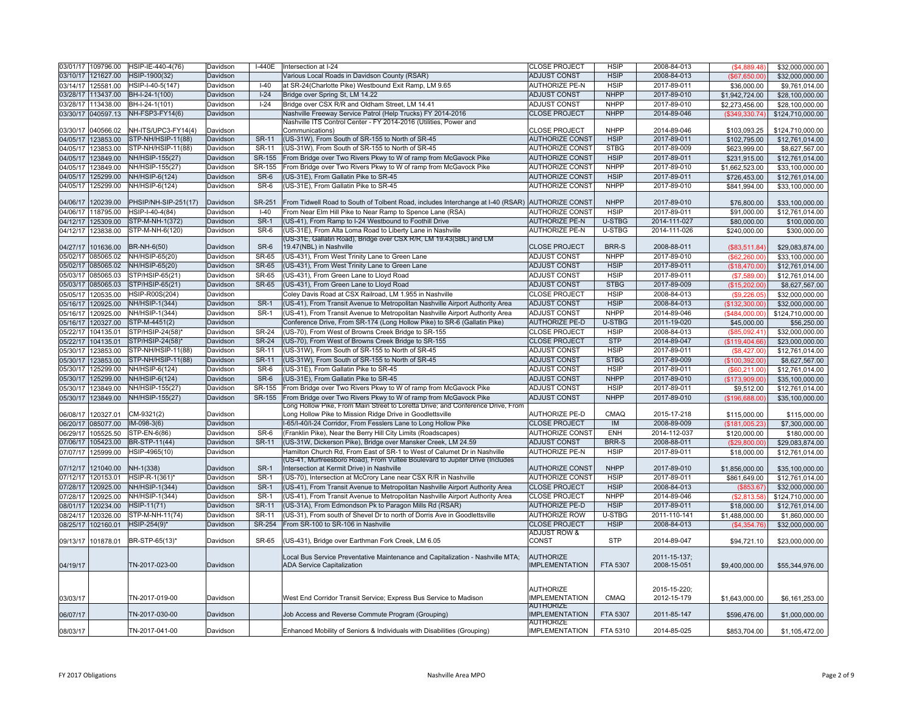| | | | | | | | | | | |
|---|---|---|---|---|---|---|---|---|---|---|
| 03/01/17 | 109796.00 | HSIP-IE-440-4(76) | Davidson | I-440E | Intersection at I-24 | CLOSE PROJECT | HSIP | 2008-84-013 | ($4,889.48) | $32,000,000.00 |
| 03/10/17 | 121627.00 | HSIP-1900(32) | Davidson | | Various Local Roads in Davidson County (RSAR) | ADJUST CONST | HSIP | 2008-84-013 | ($67,650.00) | $32,000,000.00 |
| 03/14/17 | 125581.00 | HSIP-I-40-5(147) | Davidson | I-40 | at SR-24(Charlotte Pike) Westbound Exit Ramp, LM 9.65 | AUTHORIZE PE-N | HSIP | 2017-89-011 | $36,000.00 | $9,761,014.00 |
| 03/28/17 | 113437.00 | BH-I-24-1(100) | Davidson | I-24 | Bridge over Spring St, LM 14.22 | ADJUST CONST | NHPP | 2017-89-010 | $1,942,724.00 | $28,100,000.00 |
| 03/28/17 | 113438.00 | BH-I-24-1(101) | Davidson | I-24 | Bridge over CSX R/R and Oldham Street, LM 14.41 | ADJUST CONST | NHPP | 2017-89-010 | $2,273,456.00 | $28,100,000.00 |
| 03/30/17 | 040597.13 | NH-FSP3-FY14(6) | Davidson | | Nashville Freeway Service Patrol (Help Trucks) FY 2014-2016 | CLOSE PROJECT | NHPP | 2014-89-046 | ($349,330.74) | $124,710,000.00 |
| 03/30/17 | 040566.02 | NH-ITS/UPC3-FY14(4) | Davidson | | Nashville ITS Control Center - FY 2014-2016 (Utilities, Power and Communications) | CLOSE PROJECT | NHPP | 2014-89-046 | $103,093.25 | $124,710,000.00 |
| 04/05/17 | 123853.00 | STP-NH/HSIP-11(88) | Davidson | SR-11 | (US-31W), From South of SR-155 to North of SR-45 | AUTHORIZE CONST | HSIP | 2017-89-011 | $102,795.00 | $12,761,014.00 |
| 04/05/17 | 123853.00 | STP-NH/HSIP-11(88) | Davidson | SR-11 | (US-31W), From South of SR-155 to North of SR-45 | AUTHORIZE CONST | STBG | 2017-89-009 | $623,999.00 | $8,627,567.00 |
| 04/05/17 | 123849.00 | NH/HSIP-155(27) | Davidson | SR-155 | From Bridge over Two Rivers Pkwy to W of ramp from McGavock Pike | AUTHORIZE CONST | HSIP | 2017-89-011 | $231,915.00 | $12,761,014.00 |
| 04/05/17 | 123849.00 | NH/HSIP-155(27) | Davidson | SR-155 | From Bridge over Two Rivers Pkwy to W of ramp from McGavock Pike | AUTHORIZE CONST | NHPP | 2017-89-010 | $1,662,523.00 | $33,100,000.00 |
| 04/05/17 | 125299.00 | NH/HSIP-6(124) | Davidson | SR-6 | (US-31E), From Gallatin Pike to SR-45 | AUTHORIZE CONST | HSIP | 2017-89-011 | $726,453.00 | $12,761,014.00 |
| 04/05/17 | 125299.00 | NH/HSIP-6(124) | Davidson | SR-6 | (US-31E), From Gallatin Pike to SR-45 | AUTHORIZE CONST | NHPP | 2017-89-010 | $841,994.00 | $33,100,000.00 |
| 04/06/17 | 120239.00 | PHSIP/NH-SIP-251(17) | Davidson | SR-251 | From Tidwell Road to South of Tolbent Road, includes Interchange at I-40 (RSAR) | AUTHORIZE CONST | NHPP | 2017-89-010 | $76,800.00 | $33,100,000.00 |
| 04/06/17 | 118795.00 | HSIP-I-40-4(84) | Davidson | I-40 | From Near Elm Hill Pike to Near Ramp to Spence Lane (RSA) | AUTHORIZE CONST | HSIP | 2017-89-011 | $91,000.00 | $12,761,014.00 |
| 04/12/17 | 125309.00 | STP-M-NH-1(372) | Davidson | SR-1 | (US-41), From Ramp to I-24 Westbound to Foothill Drive | AUTHORIZE PE-N | U-STBG | 2014-111-027 | $80,000.00 | $100,000.00 |
| 04/12/17 | 123838.00 | STP-M-NH-6(120) | Davidson | SR-6 | (US-31E), From Alta Loma Road to Liberty Lane in Nashville | AUTHORIZE PE-N | U-STBG | 2014-111-026 | $240,000.00 | $300,000.00 |
| 04/27/17 | 101636.00 | BR-NH-6(50) | Davidson | SR-6 | (US-31E, Gallatin Road), Bridge over CSX R/R, LM 19.43(SBL) and LM 19.47(NBL) in Nashville | CLOSE PROJECT | BRR-S | 2008-88-011 | ($83,511.84) | $29,083,874.00 |
| 05/02/17 | 085065.02 | NH/HSIP-65(20) | Davidson | SR-65 | (US-431), From West Trinity Lane to Green Lane | ADJUST CONST | NHPP | 2017-89-010 | ($62,260.00) | $33,100,000.00 |
| 05/02/17 | 085065.02 | NH/HSIP-65(20) | Davidson | SR-65 | (US-431), From West Trinity Lane to Green Lane | ADJUST CONST | HSIP | 2017-89-011 | ($18,470.00) | $12,761,014.00 |
| 05/03/17 | 085065.03 | STP/HSIP-65(21) | Davidson | SR-65 | (US-431), From Green Lane to Lloyd Road | ADJUST CONST | HSIP | 2017-89-011 | ($7,589.00) | $12,761,014.00 |
| 05/03/17 | 085065.03 | STP/HSIP-65(21) | Davidson | SR-65 | (US-431), From Green Lane to Lloyd Road | ADJUST CONST | STBG | 2017-89-009 | ($15,202.00) | $8,627,567.00 |
| 05/05/17 | 120535.00 | HSIP-R00S(204) | Davidson | | Coley Davis Road at CSX Railroad, LM 1.955 in Nashville | CLOSE PROJECT | HSIP | 2008-84-013 | ($9,226.05) | $32,000,000.00 |
| 05/16/17 | 120925.00 | NH/HSIP-1(344) | Davidson | SR-1 | (US-41), From Transit Avenue to Metropolitan Nashville Airport Authority Area | ADJUST CONST | HSIP | 2008-84-013 | ($132,300.00) | $32,000,000.00 |
| 05/16/17 | 120925.00 | NH/HSIP-1(344) | Davidson | SR-1 | (US-41), From Transit Avenue to Metropolitan Nashville Airport Authority Area | ADJUST CONST | NHPP | 2014-89-046 | ($484,000.00) | $124,710,000.00 |
| 05/16/17 | 120327.00 | STP-M-4451(2) | Davidson | | Conference Drive, From SR-174 (Long Hollow Pike) to SR-6 (Gallatin Pike) | AUTHORIZE PE-D | U-STBG | 2011-19-020 | $45,000.00 | $56,250.00 |
| 05/22/17 | 104135.01 | STP/HSIP-24(58)* | Davidson | SR-24 | (US-70), From West of Browns Creek Bridge to SR-155 | CLOSE PROJECT | HSIP | 2008-84-013 | ($85,092.41) | $32,000,000.00 |
| 05/22/17 | 104135.01 | STP/HSIP-24(58)* | Davidson | SR-24 | (US-70), From West of Browns Creek Bridge to SR-155 | CLOSE PROJECT | STP | 2014-89-047 | ($119,404.66) | $23,000,000.00 |
| 05/30/17 | 123853.00 | STP-NH/HSIP-11(88) | Davidson | SR-11 | (US-31W), From South of SR-155 to North of SR-45 | ADJUST CONST | HSIP | 2017-89-011 | ($8,427.00) | $12,761,014.00 |
| 05/30/17 | 123853.00 | STP-NH/HSIP-11(88) | Davidson | SR-11 | (US-31W), From South of SR-155 to North of SR-45 | ADJUST CONST | STBG | 2017-89-009 | ($100,392.00) | $8,627,567.00 |
| 05/30/17 | 125299.00 | NH/HSIP-6(124) | Davidson | SR-6 | (US-31E), From Gallatin Pike to SR-45 | ADJUST CONST | HSIP | 2017-89-011 | ($60,211.00) | $12,761,014.00 |
| 05/30/17 | 125299.00 | NH/HSIP-6(124) | Davidson | SR-6 | (US-31E), From Gallatin Pike to SR-45 | ADJUST CONST | NHPP | 2017-89-010 | ($173,909.00) | $35,100,000.00 |
| 05/30/17 | 123849.00 | NH/HSIP-155(27) | Davidson | SR-155 | From Bridge over Two Rivers Pkwy to W of ramp from McGavock Pike | ADJUST CONST | HSIP | 2017-89-011 | $9,512.00 | $12,761,014.00 |
| 05/30/17 | 123849.00 | NH/HSIP-155(27) | Davidson | SR-155 | From Bridge over Two Rivers Pkwy to W of ramp from McGavock Pike | ADJUST CONST | NHPP | 2017-89-010 | ($196,688.00) | $35,100,000.00 |
| 06/08/17 | 120327.01 | CM-9321(2) | Davidson | | Long Hollow Pike, From Main Street to Loretta Drive; and Conference Drive, From Long Hollow Pike to Mission Ridge Drive in Goodlettsville | AUTHORIZE PE-D | CMAQ | 2015-17-218 | $115,000.00 | $115,000.00 |
| 06/20/17 | 085077.00 | IM-098-3(6) | Davidson | | I-65/I-40/I-24 Corridor, From Fesslers Lane to Long Hollow Pike | CLOSE PROJECT | IM | 2008-89-009 | ($181,005.23) | $7,300,000.00 |
| 06/29/17 | 105525.50 | STP-EN-6(86) | Davidson | SR-6 | (Franklin Pike), Near the Berry Hill City Limits (Roadscapes) | AUTHORIZE CONST | ENH | 2014-112-037 | $120,000.00 | $180,000.00 |
| 07/06/17 | 105423.00 | BR-STP-11(44) | Davidson | SR-11 | (US-31W, Dickerson Pike), Bridge over Mansker Creek, LM 24.59 | ADJUST CONST | BRR-S | 2008-88-011 | ($29,800.00) | $29,083,874.00 |
| 07/07/17 | 125999.00 | HSIP-4965(10) | Davidson | | Hamilton Church Rd, From East of SR-1 to West of Calumet Dr in Nashville | AUTHORIZE PE-N | HSIP | 2017-89-011 | $18,000.00 | $12,761,014.00 |
| 07/12/17 | 121040.00 | NH-1(338) | Davidson | SR-1 | (US-41, Murfreesboro Road), From Vultee Boulevard to Jupiter Drive (Includes Intersection at Kermit Drive) in Nashville | AUTHORIZE CONST | NHPP | 2017-89-010 | $1,856,000.00 | $35,100,000.00 |
| 07/12/17 | 120153.01 | HSIP-R-1(361)* | Davidson | SR-1 | (US-70), Intersection at McCrory Lane near CSX R/R in Nashville | AUTHORIZE CONST | HSIP | 2017-89-011 | $861,649.00 | $12,761,014.00 |
| 07/28/17 | 120925.00 | NH/HSIP-1(344) | Davidson | SR-1 | (US-41), From Transit Avenue to Metropolitan Nashville Airport Authority Area | CLOSE PROJECT | HSIP | 2008-84-013 | ($853.67) | $32,000,000.00 |
| 07/28/17 | 120925.00 | NH/HSIP-1(344) | Davidson | SR-1 | (US-41), From Transit Avenue to Metropolitan Nashville Airport Authority Area | CLOSE PROJECT | NHPP | 2014-89-046 | ($2,813.58) | $124,710,000.00 |
| 08/01/17 | 120234.00 | HSIP-11(71) | Davidson | SR-11 | (US-31A), From Edmondson Pk to Paragon Mills Rd (RSAR) | AUTHORIZE PE-D | HSIP | 2017-89-011 | $18,000.00 | $12,761,014.00 |
| 08/24/17 | 120326.00 | STP-M-NH-11(74) | Davidson | SR-11 | (US-31), From south of Shevel Dr to north of Dorris Ave in Goodlettsville | AUTHORIZE ROW | U-STBG | 2011-110-141 | $1,488,000.00 | $1,860,000.00 |
| 08/25/17 | 102160.01 | HSIP-254(9)* | Davidson | SR-254 | From SR-100 to SR-106 in Nashville | CLOSE PROJECT | HSIP | 2008-84-013 | ($4,354.76) | $32,000,000.00 |
| 09/13/17 | 101878.01 | BR-STP-65(13)* | Davidson | SR-65 | (US-431), Bridge over Earthman Fork Creek, LM 6.05 | ADJUST ROW & CONST | STP | 2014-89-047 | $94,721.10 | $23,000,000.00 |
| 04/19/17 | | TN-2017-023-00 | Davidson | | Local Bus Service Preventative Maintenance and Capitalization - Nashville MTA; ADA Service Capitalization | AUTHORIZE IMPLEMENTATION | FTA 5307 | 2011-15-137; 2008-15-051 | $9,400,000.00 | $55,344,976.00 |
| 03/03/17 | | TN-2017-019-00 | Davidson | | West End Corridor Transit Service; Express Bus Service to Madison | AUTHORIZE IMPLEMENTATION | CMAQ | 2015-15-220; 2012-15-179 | $1,643,000.00 | $6,161,253.00 |
| 06/07/17 | | TN-2017-030-00 | Davidson | | Job Access and Reverse Commute Program (Grouping) | AUTHORIZE IMPLEMENTATION | FTA 5307 | 2011-85-147 | $596,476.00 | $1,000,000.00 |
| 08/03/17 | | TN-2017-041-00 | Davidson | | Enhanced Mobility of Seniors & Individuals with Disabilities (Grouping) | AUTHORIZE IMPLEMENTATION | FTA 5310 | 2014-85-025 | $853,704.00 | $1,105,472.00 |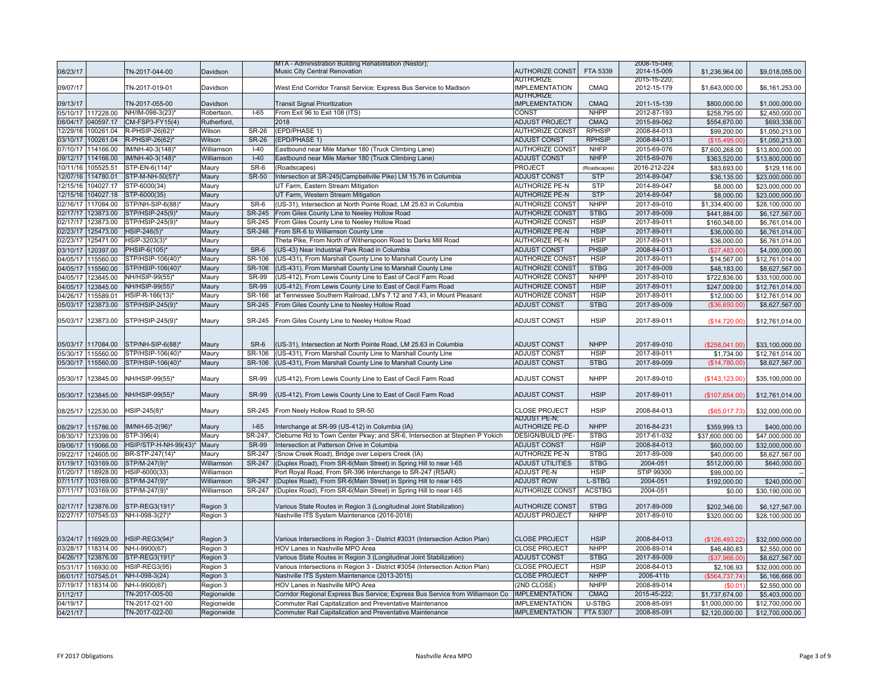| | | | | | | | | | | |
|---|---|---|---|---|---|---|---|---|---|---|
| 08/23/17 | | TN-2017-044-00 | Davidson | | MTA - Administration Building Rehabilitation (Nestor); Music City Central Renovation | AUTHORIZE CONST | FTA 5339 | 2008-15-049; 2014-15-009 | $1,236,964.00 | $9,018,055.00 |
| 09/07/17 | | TN-2017-019-01 | Davidson | | West End Corridor Transit Service; Express Bus Service to Madison | AUTHORIZE IMPLEMENTATION | CMAQ | 2015-15-220; 2012-15-179 | $1,643,000.00 | $6,161,253.00 |
| 09/13/17 | | TN-2017-055-00 | Davidson | | Transit Signal Prioritization | AUTHORIZE IMPLEMENTATION | CMAQ | 2011-15-139 | $800,000.00 | $1,000,000.00 |
| 05/10/17 | 117228.00 | NH/IM-098-3(23)* | Robertson, | I-65 | From Exit 96 to Exit 108 (ITS) | CONST | NHPP | 2012-87-193 | $258,795.00 | $2,450,000.00 |
| 08/04/17 | 040597.17 | CM-FSP3-FY15(4) | Rutherford, | | 2018 | ADJUST PROJECT | CMAQ | 2015-89-062 | $554,670.00 | $693,338.00 |
| 12/29/16 | 100261.04 | R-PHSIP-26(62)* | Wilson | SR-26 | (EPD/PHASE 1) | AUTHORIZE CONST | RPHSIP | 2008-84-013 | $99,200.00 | $1,050,213.00 |
| 03/10/17 | 100261.04 | R-PHSIP-26(62)* | Wilson | SR-26 | (EPD/PHASE 1) | ADJUST CONST | RPHSIP | 2008-84-013 | ($15,495.00) | $1,050,213.00 |
| 07/10/17 | 114166.00 | IM/NH-40-3(148)* | Williamson | I-40 | Eastbound near Mile Marker 180 (Truck Climbing Lane) | AUTHORIZE CONST | NHFP | 2015-69-076 | $7,600,268.00 | $13,800,000.00 |
| 09/12/17 | 114166.00 | IM/NH-40-3(148)* | Williamson | I-40 | Eastbound near Mile Marker 180 (Truck Climbing Lane) | ADJUST CONST | NHFP | 2015-69-076 | $363,520.00 | $13,800,000.00 |
| 10/11/16 | 105525.51 | STP-EN-6(114)* | Maury | SR-6 | (Roadscapes) | PROJECT | (Roadscapes) | 2016-212-224 | $83,693.00 | $129,116.00 |
| 12/07/16 | 114780.01 | STP-M-NH-50(57)* | Maury | SR-50 | Intersection at SR-245(Campbellville Pike) LM 15.76 in Columbia | ADJUST CONST | STP | 2014-89-047 | $36,135.00 | $23,000,000.00 |
| 12/15/16 | 104027.17 | STP-6000(34) | Maury | | UT Farm, Eastern Stream Mitigation | AUTHORIZE PE-N | STP | 2014-89-047 | $8,000.00 | $23,000,000.00 |
| 12/15/16 | 104027.18 | STP-6000(35) | Maury | | UT Farm, Western Stream Mitigation | AUTHORIZE PE-N | STP | 2014-89-047 | $8,000.00 | $23,000,000.00 |
| 02/16/17 | 117084.00 | STP/NH-SIP-6(88)* | Maury | SR-6 | (US-31), Intersection at North Pointe Road, LM 25.63 in Columbia | AUTHORIZE CONST | NHPP | 2017-89-010 | $1,334,400.00 | $28,100,000.00 |
| 02/17/17 | 123873.00 | STP/HSIP-245(9)* | Maury | SR-245 | From Giles County Line to Neeley Hollow Road | AUTHORIZE CONST | STBG | 2017-89-009 | $441,884.00 | $6,127,567.00 |
| 02/17/17 | 123873.00 | STP/HSIP-245(9)* | Maury | SR-245 | From Giles County Line to Neeley Hollow Road | AUTHORIZE CONST | HSIP | 2017-89-011 | $160,348.00 | $6,761,014.00 |
| 02/23/17 | 125473.00 | HSIP-246(5)* | Maury | SR-246 | From SR-6 to Williamson County Line | AUTHORIZE PE-N | HSIP | 2017-89-011 | $36,000.00 | $6,761,014.00 |
| 02/23/17 | 125471.00 | HSIP-3203(3)* | Maury | | Theta Pike, From North of Witherspoon Road to Darks Mill Road | AUTHORIZE PE-N | HSIP | 2017-89-011 | $36,000.00 | $6,761,014.00 |
| 03/10/17 | 120397.00 | PHSIP-6(105)* | Maury | SR-6 | (US-43) Near Industrial Park Road in Columbia | ADJUST CONST | PHSIP | 2008-84-013 | ($27,483.00) | $4,000,000.00 |
| 04/05/17 | 115560.00 | STP/HSIP-106(40)* | Maury | SR-106 | (US-431), From Marshall County Line to Marshall County Line | AUTHORIZE CONST | HSIP | 2017-89-011 | $14,567.00 | $12,761,014.00 |
| 04/05/17 | 115560.00 | STP/HSIP-106(40)* | Maury | SR-106 | (US-431), From Marshall County Line to Marshall County Line | AUTHORIZE CONST | STBG | 2017-89-009 | $48,183.00 | $8,627,567.00 |
| 04/05/17 | 123845.00 | NH/HSIP-99(55)* | Maury | SR-99 | (US-412), From Lewis County Line to East of Cecil Farm Road | AUTHORIZE CONST | NHPP | 2017-89-010 | $722,836.00 | $33,100,000.00 |
| 04/05/17 | 123845.00 | NH/HSIP-99(55)* | Maury | SR-99 | (US-412), From Lewis County Line to East of Cecil Farm Road | AUTHORIZE CONST | HSIP | 2017-89-011 | $247,009.00 | $12,761,014.00 |
| 04/26/17 | 115589.01 | HSIP-R-166(13)* | Maury | SR-166 | at Tennessee Southern Railroad, LM's 7.12 and 7.43, in Mount Pleasant | AUTHORIZE CONST | HSIP | 2017-89-011 | $12,000.00 | $12,761,014.00 |
| 05/03/17 | 123873.00 | STP/HSIP-245(9)* | Maury | SR-245 | From Giles County Line to Neeley Hollow Road | ADJUST CONST | STBG | 2017-89-009 | ($36,650.00) | $8,627,567.00 |
| 05/03/17 | 123873.00 | STP/HSIP-245(9)* | Maury | SR-245 | From Giles County Line to Neeley Hollow Road | ADJUST CONST | HSIP | 2017-89-011 | ($14,720.00) | $12,761,014.00 |
| 05/03/17 | 117084.00 | STP/NH-SIP-6(88)* | Maury | SR-6 | (US-31), Intersection at North Pointe Road, LM 25.63 in Columbia | ADJUST CONST | NHPP | 2017-89-010 | ($258,041.00) | $33,100,000.00 |
| 05/30/17 | 115560.00 | STP/HSIP-106(40)* | Maury | SR-106 | (US-431), From Marshall County Line to Marshall County Line | ADJUST CONST | HSIP | 2017-89-011 | $1,734.00 | $12,761,014.00 |
| 05/30/17 | 115560.00 | STP/HSIP-106(40)* | Maury | SR-106 | (US-431), From Marshall County Line to Marshall County Line | ADJUST CONST | STBG | 2017-89-009 | ($14,780.00) | $8,627,567.00 |
| 05/30/17 | 123845.00 | NH/HSIP-99(55)* | Maury | SR-99 | (US-412), From Lewis County Line to East of Cecil Farm Road | ADJUST CONST | NHPP | 2017-89-010 | ($143,123.00) | $35,100,000.00 |
| 05/30/17 | 123845.00 | NH/HSIP-99(55)* | Maury | SR-99 | (US-412), From Lewis County Line to East of Cecil Farm Road | ADJUST CONST | HSIP | 2017-89-011 | ($107,654.00) | $12,761,014.00 |
| 08/25/17 | 122530.00 | HSIP-245(8)* | Maury | SR-245 | From Neely Hollow Road to SR-50 | CLOSE PROJECT | HSIP | 2008-84-013 | ($65,017.73) | $32,000,000.00 |
| 08/29/17 | 115786.00 | IM/NH-65-2(96)* | Maury | I-65 | Interchange at SR-99 (US-412) in Columbia (IA) | ADJUST PE-N; AUTHORIZE PE-D | NHPP | 2016-84-231 | $359,999.13 | $400,000.00 |
| 08/30/17 | 123399.00 | STP-396(4) | Maury | SR-247, | Cleburne Rd to Town Center Pkwy; and SR-6, Intersection at Stephen P Yokich | DESIGN/BUILD (PE- | STBG | 2017-61-032 | $37,600,000.00 | $47,000,000.00 |
| 09/06/17 | 119066.00 | HSIP/STP-H-NH-99(43)* | Maury | SR-99 | Intersection at Patterson Drive in Columbia | ADJUST CONST | HSIP | 2008-84-013 | $60,000.00 | $32,000,000.00 |
| 09/22/17 | 124605.00 | BR-STP-247(14)* | Maury | SR-247 | (Snow Creek Road), Bridge over Leipers Creek (IA) | AUTHORIZE PE-N | STBG | 2017-89-009 | $40,000.00 | $8,627,567.00 |
| 01/19/17 | 103169.00 | STP/M-247(9)* | Williamson | SR-247 | (Duplex Road), From SR-6(Main Street) in Spring Hill to near I-65 | ADJUST UTILITIES | STBG | 2004-051 | $512,000.00 | $640,000.00 |
| 01/20/17 | 118928.00 | HSIP-6000(33) | Williamson | | Port Royal Road, From SR-396 Interchange to SR-247 (RSAR) | ADJUST PE-N | HSIP | STIP 99300 | $99,000.00 | -- |
| 07/11/17 | 103169.00 | STP/M-247(9)* | Williamson | SR-247 | (Duplex Road), From SR-6(Main Street) in Spring Hill to near I-65 | ADJUST ROW | L-STBG | 2004-051 | $192,000.00 | $240,000.00 |
| 07/11/17 | 103169.00 | STP/M-247(9)* | Williamson | SR-247 | (Duplex Road), From SR-6(Main Street) in Spring Hill to near I-65 | AUTHORIZE CONST | ACSTBG | 2004-051 | $0.00 | $30,190,000.00 |
| 02/17/17 | 123876.00 | STP-REG3(191)* | Region 3 | | Various State Routes in Region 3 (Longitudinal Joint Stabilization) | AUTHORIZE CONST | STBG | 2017-89-009 | $202,346.00 | $6,127,567.00 |
| 02/27/17 | 107545.03 | NH-I-098-3(27)* | Region 3 | | Nashville ITS System Maintenance (2016-2018) | ADJUST PROJECT | NHPP | 2017-89-010 | $320,000.00 | $28,100,000.00 |
| 03/24/17 | 116929.00 | HSIP-REG3(94)* | Region 3 | | Various Intersections in Region 3 - District #3031 (Intersection Action Plan) | CLOSE PROJECT | HSIP | 2008-84-013 | ($126,493.22) | $32,000,000.00 |
| 03/28/17 | 118314.00 | NH-I-9900(67) | Region 3 | | HOV Lanes in Nashville MPO Area | CLOSE PROJECT | NHPP | 2008-89-014 | $46,480.83 | $2,550,000.00 |
| 04/26/17 | 123876.00 | STP-REG3(191)* | Region 3 | | Various State Routes in Region 3 (Longitudinal Joint Stabilization) | ADJUST CONST | STBG | 2017-89-009 | ($37,966.00) | $8,627,567.00 |
| 05/31/17 | 116930.00 | HSIP-REG3(95) | Region 3 | | Various Intersections in Region 3 - District #3054 (Intersection Action Plan) | CLOSE PROJECT | HSIP | 2008-84-013 | $2,106.93 | $32,000,000.00 |
| 06/01/17 | 107545.01 | NH-I-098-3(24) | Region 3 | | Nashville ITS System Maintenance (2013-2015) | CLOSE PROJECT | NHPP | 2006-411b | ($564,737.74) | $6,166,668.00 |
| 07/19/17 | 118314.00 | NH-I-9900(67) | Region 3 | | HOV Lanes in Nashville MPO Area | (2ND CLOSE) | NHPP | 2008-89-014 | ($0.01) | $2,550,000.00 |
| 01/12/17 | | TN-2017-005-00 | Regionwide | | Corridor Regional Express Bus Service; Express Bus Service from Williamson Co | IMPLEMENTATION | CMAQ | 2015-45-222; | $1,737,674.00 | $5,403,000.00 |
| 04/19/17 | | TN-2017-021-00 | Regionwide | | Commuter Rail Capitalization and Preventative Maintenance | IMPLEMENTATION | U-STBG | 2008-85-091 | $1,000,000.00 | $12,700,000.00 |
| 04/21/17 | | TN-2017-022-00 | Regionwide | | Commuter Rail Capitalization and Preventative Maintenance | IMPLEMENTATION | FTA 5307 | 2008-85-091 | $2,120,000.00 | $12,700,000.00 |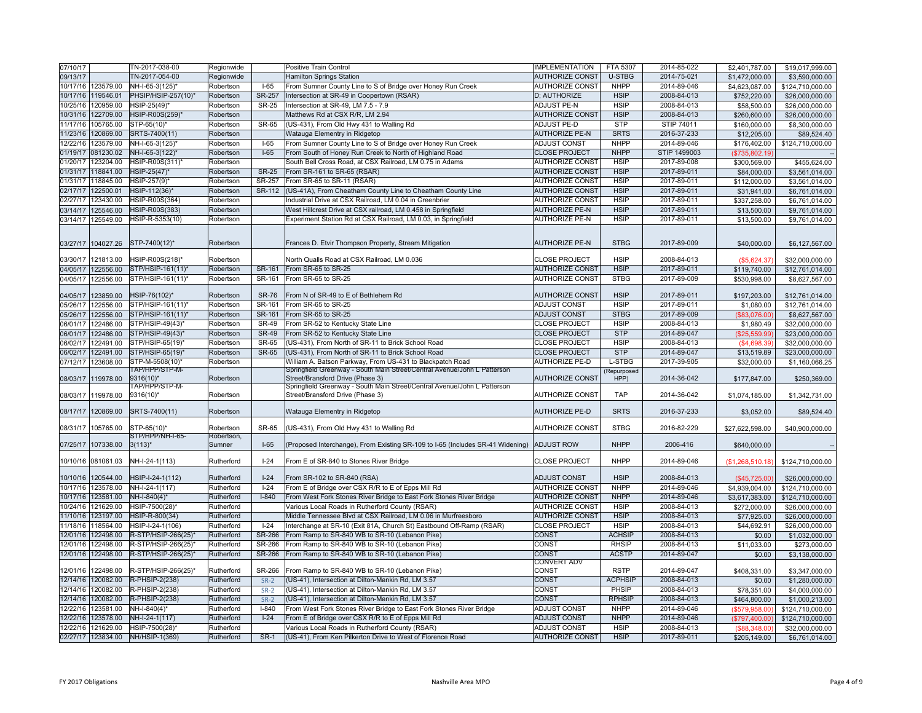| 07/10/17 | | TN-2017-038-00 | Regionwide | | Positive Train Control | IMPLEMENTATION | FTA 5307 | 2014-85-022 | $2,401,787.00 | $19,017,999.00 |
|---|---|---|---|---|---|---|---|---|---|---|
| 09/13/17 | | TN-2017-054-00 | Regionwide | | Hamilton Springs Station | AUTHORIZE CONST | U-STBG | 2014-75-021 | $1,472,000.00 | $3,590,000.00 |
| 10/17/16 | 123579.00 | NH-I-65-3(125)* | Robertson | I-65 | From Sumner County Line to S of Bridge over Honey Run Creek | AUTHORIZE CONST | NHPP | 2014-89-046 | $4,623,087.00 | $124,710,000.00 |
| 10/17/16 | 119546.01 | PHSIP/HSIP-257(10)* | Robertson | SR-257 | Intersection at SR-49 in Coopertown (RSAR) | D; AUTHORIZE | HSIP | 2008-84-013 | $752,220.00 | $26,000,000.00 |
| 10/25/16 | 120959.00 | HSIP-25(49)* | Robertson | SR-25 | Intersection at SR-49, LM 7.5 - 7.9 | ADJUST PE-N | HSIP | 2008-84-013 | $58,500.00 | $26,000,000.00 |
| 10/31/16 | 122709.00 | HSIP-R00S(259)* | Robertson | | Matthews Rd at CSX R/R, LM 2.94 | AUTHORIZE CONST | HSIP | 2008-84-013 | $260,600.00 | $26,000,000.00 |
| 11/17/16 | 105765.00 | STP-65(10)* | Robertson | SR-65 | (US-431), From Old Hwy 431 to Walling Rd | ADJUST PE-D | STP | STIP 74011 | $160,000.00 | $8,300,000.00 |
| 11/23/16 | 120869.00 | SRTS-7400(11) | Robertson | | Watauga Elementry in Ridgetop | AUTHORIZE PE-N | SRTS | 2016-37-233 | $12,205.00 | $89,524.40 |
| 12/22/16 | 123579.00 | NH-I-65-3(125)* | Robertson | I-65 | From Sumner County Line to S of Bridge over Honey Run Creek | ADJUST CONST | NHPP | 2014-89-046 | $176,402.00 | $124,710,000.00 |
| 01/19/17 | 081230.02 | NH-I-65-3(122)* | Robertson | I-65 | From South of Honey Run Creek to North of Highland Road | CLOSE PROJECT | NHPP | STIP 1499003 | ($735,802.19) | -- |
| 01/20/17 | 123204.00 | HSIP-R00S(311)* | Robertson | | South Bell Cross Road, at CSX Railroad, LM 0.75 in Adams | AUTHORIZE CONST | HSIP | 2017-89-008 | $300,569.00 | $455,624.00 |
| 01/31/17 | 118841.00 | HSIP-25(47)* | Robertson | SR-25 | From SR-161 to SR-65 (RSAR) | AUTHORIZE CONST | HSIP | 2017-89-011 | $84,000.00 | $3,561,014.00 |
| 01/31/17 | 118845.00 | HSIP-257(9)* | Robertson | SR-257 | From SR-65 to SR-11 (RSAR) | AUTHORIZE CONST | HSIP | 2017-89-011 | $112,000.00 | $3,561,014.00 |
| 02/17/17 | 122500.01 | HSIP-112(36)* | Robertson | SR-112 | (US-41A), From Cheatham County Line to Cheatham County Line | AUTHORIZE CONST | HSIP | 2017-89-011 | $31,941.00 | $6,761,014.00 |
| 02/27/17 | 123430.00 | HSIP-R00S(364) | Robertson | | Industrial Drive at CSX Railroad, LM 0.04 in Greenbrier | AUTHORIZE CONST | HSIP | 2017-89-011 | $337,258.00 | $6,761,014.00 |
| 03/14/17 | 125546.00 | HSIP-R00S(383) | Robertson | | West Hillcrest Drive at CSX railroad, LM 0.458 in Springfield | AUTHORIZE PE-N | HSIP | 2017-89-011 | $13,500.00 | $9,761,014.00 |
| 03/14/17 | 125549.00 | HSIP-R-5353(10) | Robertson | | Experiment Station Rd at CSX Railroad, LM 0.03, in Springfield | AUTHORIZE PE-N | HSIP | 2017-89-011 | $13,500.00 | $9,761,014.00 |
| 03/27/17 | 104027.26 | STP-7400(12)* | Robertson | | Frances D. Etvir Thompson Property, Stream Mitigation | AUTHORIZE PE-N | STBG | 2017-89-009 | $40,000.00 | $6,127,567.00 |
| 03/30/17 | 121813.00 | HSIP-R00S(218)* | Robertson | | North Qualls Road at CSX Railroad, LM 0.036 | CLOSE PROJECT | HSIP | 2008-84-013 | ($5,624.37) | $32,000,000.00 |
| 04/05/17 | 122556.00 | STP/HSIP-161(11)* | Robertson | SR-161 | From SR-65 to SR-25 | AUTHORIZE CONST | HSIP | 2017-89-011 | $119,740.00 | $12,761,014.00 |
| 04/05/17 | 122556.00 | STP/HSIP-161(11)* | Robertson | SR-161 | From SR-65 to SR-25 | AUTHORIZE CONST | STBG | 2017-89-009 | $530,998.00 | $8,627,567.00 |
| 04/05/17 | 123859.00 | HSIP-76(102)* | Robertson | SR-76 | From N of SR-49 to E of Bethlehem Rd | AUTHORIZE CONST | HSIP | 2017-89-011 | $197,203.00 | $12,761,014.00 |
| 05/26/17 | 122556.00 | STP/HSIP-161(11)* | Robertson | SR-161 | From SR-65 to SR-25 | ADJUST CONST | HSIP | 2017-89-011 | $1,080.00 | $12,761,014.00 |
| 05/26/17 | 122556.00 | STP/HSIP-161(11)* | Robertson | SR-161 | From SR-65 to SR-25 | ADJUST CONST | STBG | 2017-89-009 | ($83,076.00) | $8,627,567.00 |
| 06/01/17 | 122486.00 | STP/HSIP-49(43)* | Robertson | SR-49 | From SR-52 to Kentucky State Line | CLOSE PROJECT | HSIP | 2008-84-013 | $1,980.49 | $32,000,000.00 |
| 06/01/17 | 122486.00 | STP/HSIP-49(43)* | Robertson | SR-49 | From SR-52 to Kentucky State Line | CLOSE PROJECT | STP | 2014-89-047 | ($25,559.99) | $23,000,000.00 |
| 06/02/17 | 122491.00 | STP/HSIP-65(19)* | Robertson | SR-65 | (US-431), From North of SR-11 to Brick School Road | CLOSE PROJECT | HSIP | 2008-84-013 | ($4,698.39) | $32,000,000.00 |
| 06/02/17 | 122491.00 | STP/HSIP-65(19)* | Robertson | SR-65 | (US-431), From North of SR-11 to Brick School Road | CLOSE PROJECT | STP | 2014-89-047 | $13,519.89 | $23,000,000.00 |
| 07/12/17 | 123608.00 | STP-M-5508(10)* | Robertson | | William A. Batson Parkway, From US-431 to Blackpatch Road | AUTHORIZE PE-D | L-STBG | 2017-39-905 | $32,000.00 | $1,160,066.25 |
| 08/03/17 | 119978.00 | TAP/HPP/STP-M-9316(10)* | Robertson | | Springfield Greenway - South Main Street/Central Avenue/John L Patterson Street/Bransford Drive (Phase 3) | AUTHORIZE CONST | (Repurposed HPP) | 2014-36-042 | $177,847.00 | $250,369.00 |
| 08/03/17 | 119978.00 | TAP/HPP/STP-M-9316(10)* | Robertson | | Springfield Greenway - South Main Street/Central Avenue/John L Patterson Street/Bransford Drive (Phase 3) | AUTHORIZE CONST | TAP | 2014-36-042 | $1,074,185.00 | $1,342,731.00 |
| 08/17/17 | 120869.00 | SRTS-7400(11) | Robertson | | Watauga Elementry in Ridgetop | AUTHORIZE PE-D | SRTS | 2016-37-233 | $3,052.00 | $89,524.40 |
| 08/31/17 | 105765.00 | STP-65(10)* | Robertson | SR-65 | (US-431), From Old Hwy 431 to Walling Rd | AUTHORIZE CONST | STBG | 2016-82-229 | $27,622,598.00 | $40,900,000.00 |
| 07/25/17 | 107338.00 | STP/HPP/NH-I-65-3(113)* | Robertson, Sumner | I-65 | (Proposed Interchange), From Existing SR-109 to I-65 (Includes SR-41 Widening) | ADJUST ROW | NHPP | 2006-416 | $640,000.00 | -- |
| 10/10/16 | 081061.03 | NH-I-24-1(113) | Rutherford | I-24 | From E of SR-840 to Stones River Bridge | CLOSE PROJECT | NHPP | 2014-89-046 | ($1,268,510.18) | $124,710,000.00 |
| 10/10/16 | 120544.00 | HSIP-I-24-1(112) | Rutherford | I-24 | From SR-102 to SR-840 (RSA) | ADJUST CONST | HSIP | 2008-84-013 | ($45,725.00) | $26,000,000.00 |
| 10/17/16 | 123578.00 | NH-I-24-1(117) | Rutherford | I-24 | From E of Bridge over CSX R/R to E of Epps Mill Rd | AUTHORIZE CONST | NHPP | 2014-89-046 | $4,939,004.00 | $124,710,000.00 |
| 10/17/16 | 123581.00 | NH-I-840(4)* | Rutherford | I-840 | From West Fork Stones River Bridge to East Fork Stones River Bridge | AUTHORIZE CONST | NHPP | 2014-89-046 | $3,617,383.00 | $124,710,000.00 |
| 10/24/16 | 121629.00 | HSIP-7500(28)* | Rutherford | | Various Local Roads in Rutherford County (RSAR) | AUTHORIZE CONST | HSIP | 2008-84-013 | $272,000.00 | $26,000,000.00 |
| 11/10/16 | 123197.00 | HSIP-R-800(34) | Rutherford | | Middle Tennessee Blvd at CSX Railroad, LM 0.06 in Murfreesboro | AUTHORIZE CONST | HSIP | 2008-84-013 | $77,925.00 | $26,000,000.00 |
| 11/18/16 | 118564.00 | HSIP-I-24-1(106) | Rutherford | I-24 | Interchange at SR-10 (Exit 81A, Church St) Eastbound Off-Ramp (RSAR) | CLOSE PROJECT | HSIP | 2008-84-013 | $44,692.91 | $26,000,000.00 |
| 12/01/16 | 122498.00 | R-STP/HSIP-266(25)* | Rutherford | SR-266 | From Ramp to SR-840 WB to SR-10 (Lebanon Pike) | CONST | ACHSIP | 2008-84-013 | $0.00 | $1,032,000.00 |
| 12/01/16 | 122498.00 | R-STP/HSIP-266(25)* | Rutherford | SR-266 | From Ramp to SR-840 WB to SR-10 (Lebanon Pike) | CONST | RHSIP | 2008-84-013 | $11,033.00 | $273,000.00 |
| 12/01/16 | 122498.00 | R-STP/HSIP-266(25)* | Rutherford | SR-266 | From Ramp to SR-840 WB to SR-10 (Lebanon Pike) | CONST | ACSTP | 2014-89-047 | $0.00 | $3,138,000.00 |
| 12/01/16 | 122498.00 | R-STP/HSIP-266(25)* | Rutherford | SR-266 | From Ramp to SR-840 WB to SR-10 (Lebanon Pike) | CONVERT ADV CONST | RSTP | 2014-89-047 | $408,331.00 | $3,347,000.00 |
| 12/14/16 | 120082.00 | R-PHSIP-2(238) | Rutherford | SR-2 | (US-41), Intersection at Dilton-Mankin Rd, LM 3.57 | CONST | ACPHSIP | 2008-84-013 | $0.00 | $1,280,000.00 |
| 12/14/16 | 120082.00 | R-PHSIP-2(238) | Rutherford | SR-2 | (US-41), Intersection at Dilton-Mankin Rd, LM 3.57 | CONST | PHSIP | 2008-84-013 | $78,351.00 | $4,000,000.00 |
| 12/14/16 | 120082.00 | R-PHSIP-2(238) | Rutherford | SR-2 | (US-41), Intersection at Dilton-Mankin Rd, LM 3.57 | CONST | RPHSIP | 2008-84-013 | $464,800.00 | $1,000,213.00 |
| 12/22/16 | 123581.00 | NH-I-840(4)* | Rutherford | I-840 | From West Fork Stones River Bridge to East Fork Stones River Bridge | ADJUST CONST | NHPP | 2014-89-046 | ($579,958.00) | $124,710,000.00 |
| 12/22/16 | 123578.00 | NH-I-24-1(117) | Rutherford | I-24 | From E of Bridge over CSX R/R to E of Epps Mill Rd | ADJUST CONST | NHPP | 2014-89-046 | ($797,400.00) | $124,710,000.00 |
| 12/22/16 | 121629.00 | HSIP-7500(28)* | Rutherford | | Various Local Roads in Rutherford County (RSAR) | ADJUST CONST | HSIP | 2008-84-013 | ($88,348.00) | $32,000,000.00 |
| 02/27/17 | 123834.00 | NH/HSIP-1(369) | Rutherford | SR-1 | (US-41), From Ken Pilkerton Drive to West of Florence Road | AUTHORIZE CONST | HSIP | 2017-89-011 | $205,149.00 | $6,761,014.00 |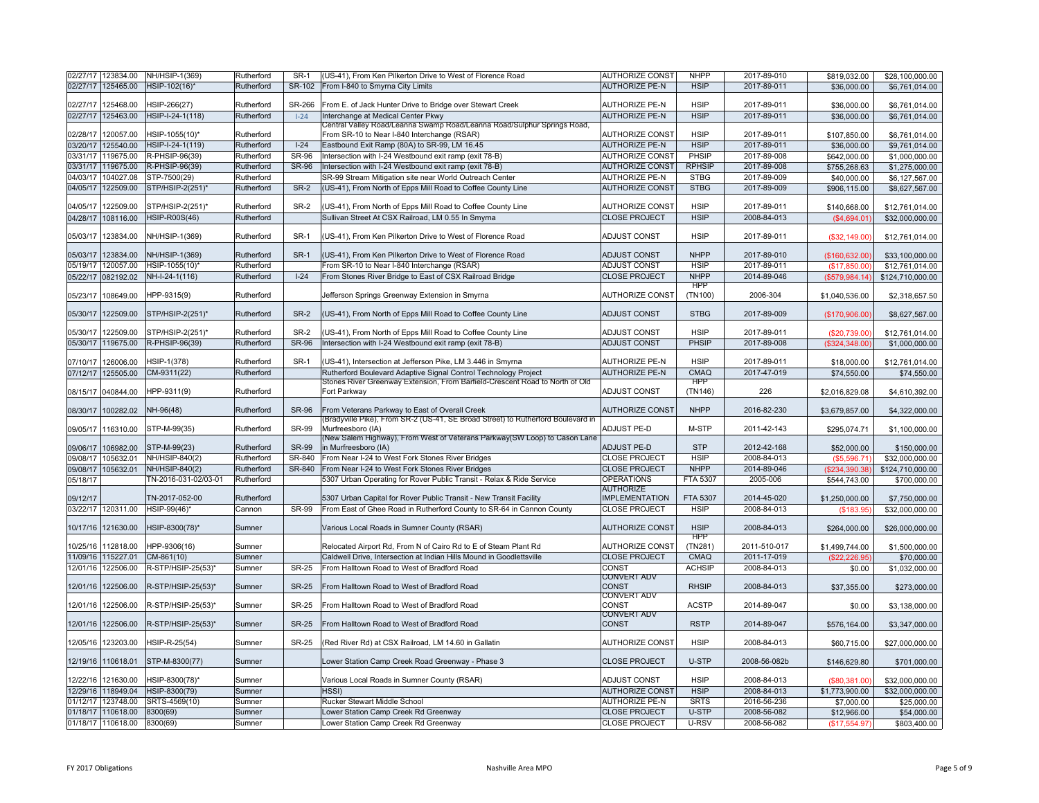| | | | | | | | | | | |
|---|---|---|---|---|---|---|---|---|---|---|
| 02/27/17 | 123834.00 | NH/HSIP-1(369) | Rutherford | SR-1 | (US-41), From Ken Pilkerton Drive to West of Florence Road | AUTHORIZE CONST | NHPP | 2017-89-010 | $819,032.00 | $28,100,000.00 |
| 02/27/17 | 125465.00 | HSIP-102(16)* | Rutherford | SR-102 | From I-840 to Smyrna City Limits | AUTHORIZE PE-N | HSIP | 2017-89-011 | $36,000.00 | $6,761,014.00 |
| 02/27/17 | 125468.00 | HSIP-266(27) | Rutherford | SR-266 | From E. of Jack Hunter Drive to Bridge over Stewart Creek | AUTHORIZE PE-N | HSIP | 2017-89-011 | $36,000.00 | $6,761,014.00 |
| 02/27/17 | 125463.00 | HSIP-I-24-1(118) | Rutherford | I-24 | Interchange at Medical Center Pkwy | AUTHORIZE PE-N | HSIP | 2017-89-011 | $36,000.00 | $6,761,014.00 |
| 02/28/17 | 120057.00 | HSIP-1055(10)* | Rutherford | | Central Valley Road/Leanna Swamp Road/Leanna Road/Sulphur Springs Road, From SR-10 to Near I-840 Interchange (RSAR) | AUTHORIZE CONST | HSIP | 2017-89-011 | $107,850.00 | $6,761,014.00 |
| 03/20/17 | 125540.00 | HSIP-I-24-1(119) | Rutherford | I-24 | Eastbound Exit Ramp (80A) to SR-99, LM 16.45 | AUTHORIZE PE-N | HSIP | 2017-89-011 | $36,000.00 | $9,761,014.00 |
| 03/31/17 | 119675.00 | R-PHSIP-96(39) | Rutherford | SR-96 | Intersection with I-24 Westbound exit ramp (exit 78-B) | AUTHORIZE CONST | PHSIP | 2017-89-008 | $642,000.00 | $1,000,000.00 |
| 03/31/17 | 119675.00 | R-PHSIP-96(39) | Rutherford | SR-96 | Intersection with I-24 Westbound exit ramp (exit 78-B) | AUTHORIZE CONST | RPHSIP | 2017-89-008 | $755,268.63 | $1,275,000.00 |
| 04/03/17 | 104027.08 | STP-7500(29) | Rutherford | | SR-99 Stream Mitigation site near World Outreach Center | AUTHORIZE PE-N | STBG | 2017-89-009 | $40,000.00 | $6,127,567.00 |
| 04/05/17 | 122509.00 | STP/HSIP-2(251)* | Rutherford | SR-2 | (US-41), From North of Epps Mill Road to Coffee County Line | AUTHORIZE CONST | STBG | 2017-89-009 | $906,115.00 | $8,627,567.00 |
| 04/05/17 | 122509.00 | STP/HSIP-2(251)* | Rutherford | SR-2 | (US-41), From North of Epps Mill Road to Coffee County Line | AUTHORIZE CONST | HSIP | 2017-89-011 | $140,668.00 | $12,761,014.00 |
| 04/28/17 | 108116.00 | HSIP-R00S(46) | Rutherford | | Sullivan Street At CSX Railroad, LM 0.55 In Smyrna | CLOSE PROJECT | HSIP | 2008-84-013 | ($4,694.01) | $32,000,000.00 |
| 05/03/17 | 123834.00 | NH/HSIP-1(369) | Rutherford | SR-1 | (US-41), From Ken Pilkerton Drive to West of Florence Road | ADJUST CONST | HSIP | 2017-89-011 | ($32,149.00) | $12,761,014.00 |
| 05/03/17 | 123834.00 | NH/HSIP-1(369) | Rutherford | SR-1 | (US-41), From Ken Pilkerton Drive to West of Florence Road | ADJUST CONST | NHPP | 2017-89-010 | ($160,632.00) | $33,100,000.00 |
| 05/19/17 | 120057.00 | HSIP-1055(10)* | Rutherford | | From SR-10 to Near I-840 Interchange (RSAR) | ADJUST CONST | HSIP | 2017-89-011 | ($17,850.00) | $12,761,014.00 |
| 05/22/17 | 082192.02 | NH-I-24-1(116) | Rutherford | I-24 | From Stones River Bridge to East of CSX Railroad Bridge | CLOSE PROJECT | NHPP | 2014-89-046 | ($579,984.14) | $124,710,000.00 |
| 05/23/17 | 108649.00 | HPP-9315(9) | Rutherford | | Jefferson Springs Greenway Extension in Smyrna | AUTHORIZE CONST | HPP (TN100) | 2006-304 | $1,040,536.00 | $2,318,657.50 |
| 05/30/17 | 122509.00 | STP/HSIP-2(251)* | Rutherford | SR-2 | (US-41), From North of Epps Mill Road to Coffee County Line | ADJUST CONST | STBG | 2017-89-009 | ($170,906.00) | $8,627,567.00 |
| 05/30/17 | 122509.00 | STP/HSIP-2(251)* | Rutherford | SR-2 | (US-41), From North of Epps Mill Road to Coffee County Line | ADJUST CONST | HSIP | 2017-89-011 | ($20,739.00) | $12,761,014.00 |
| 05/30/17 | 119675.00 | R-PHSIP-96(39) | Rutherford | SR-96 | Intersection with I-24 Westbound exit ramp (exit 78-B) | ADJUST CONST | PHSIP | 2017-89-008 | ($324,348.00) | $1,000,000.00 |
| 07/10/17 | 126006.00 | HSIP-1(378) | Rutherford | SR-1 | (US-41), Intersection at Jefferson Pike, LM 3.446 in Smyrna | AUTHORIZE PE-N | HSIP | 2017-89-011 | $18,000.00 | $12,761,014.00 |
| 07/12/17 | 125505.00 | CM-9311(22) | Rutherford | | Rutherford Boulevard Adaptive Signal Control Technology Project | AUTHORIZE PE-N | CMAQ | 2017-47-019 | $74,550.00 | $74,550.00 |
| 08/15/17 | 040844.00 | HPP-9311(9) | Rutherford | | Stones River Greenway Extension, From Barfield-Crescent Road to North of Old Fort Parkway | ADJUST CONST | HPP (TN146) | 226 | $2,016,829.08 | $4,610,392.00 |
| 08/30/17 | 100282.02 | NH-96(48) | Rutherford | SR-96 | From Veterans Parkway to East of Overall Creek | AUTHORIZE CONST | NHPP | 2016-82-230 | $3,679,857.00 | $4,322,000.00 |
| 09/05/17 | 116310.00 | STP-M-99(35) | Rutherford | SR-99 | (Bradyville Pike), From SR-2 (US-41, SE Broad Street) to Rutherford Boulevard in Murfreesboro (IA) | ADJUST PE-D | M-STP | 2011-42-143 | $295,074.71 | $1,100,000.00 |
| 09/06/17 | 106982.00 | STP-M-99(23) | Rutherford | SR-99 | (New Salem Highway), From West of Veterans Parkway(SW Loop) to Cason Lane in Murfreesboro (IA) | ADJUST PE-D | STP | 2012-42-168 | $52,000.00 | $150,000.00 |
| 09/08/17 | 105632.01 | NH/HSIP-840(2) | Rutherford | SR-840 | From Near I-24 to West Fork Stones River Bridges | CLOSE PROJECT | HSIP | 2008-84-013 | ($5,596.71) | $32,000,000.00 |
| 09/08/17 | 105632.01 | NH/HSIP-840(2) | Rutherford | SR-840 | From Near I-24 to West Fork Stones River Bridges | CLOSE PROJECT | NHPP | 2014-89-046 | ($234,390.38) | $124,710,000.00 |
| 05/18/17 | | TN-2016-031-02/03-01 | Rutherford | | 5307 Urban Operating for Rover Public Transit - Relax & Ride Service | OPERATIONS | FTA 5307 | 2005-006 | $544,743.00 | $700,000.00 |
| 09/12/17 | | TN-2017-052-00 | Rutherford | | 5307 Urban Capital for Rover Public Transit - New Transit Facility | AUTHORIZE IMPLEMENTATION | FTA 5307 | 2014-45-020 | $1,250,000.00 | $7,750,000.00 |
| 03/22/17 | 120311.00 | HSIP-99(46)* | Cannon | SR-99 | From East of Ghee Road in Rutherford County to SR-64 in Cannon County | CLOSE PROJECT | HSIP | 2008-84-013 | ($183.95) | $32,000,000.00 |
| 10/17/16 | 121630.00 | HSIP-8300(78)* | Sumner | | Various Local Roads in Sumner County (RSAR) | AUTHORIZE CONST | HSIP | 2008-84-013 | $264,000.00 | $26,000,000.00 |
| 10/25/16 | 112818.00 | HPP-9306(16) | Sumner | | Relocated Airport Rd, From N of Cairo Rd to E of Steam Plant Rd | AUTHORIZE CONST | HPP (TN281) | 2011-510-017 | $1,499,744.00 | $1,500,000.00 |
| 11/09/16 | 115227.01 | CM-861(10) | Sumner | | Caldwell Drive, Intersection at Indian Hills Mound in Goodlettsville | CLOSE PROJECT | CMAQ | 2011-17-019 | ($22,226.95) | $70,000.00 |
| 12/01/16 | 122506.00 | R-STP/HSIP-25(53)* | Sumner | SR-25 | From Halltown Road to West of Bradford Road | CONST | ACHSIP | 2008-84-013 | $0.00 | $1,032,000.00 |
| 12/01/16 | 122506.00 | R-STP/HSIP-25(53)* | Sumner | SR-25 | From Halltown Road to West of Bradford Road | CONVERT ADV CONST | RHSIP | 2008-84-013 | $37,355.00 | $273,000.00 |
| 12/01/16 | 122506.00 | R-STP/HSIP-25(53)* | Sumner | SR-25 | From Halltown Road to West of Bradford Road | CONVERT ADV CONST | ACSTP | 2014-89-047 | $0.00 | $3,138,000.00 |
| 12/01/16 | 122506.00 | R-STP/HSIP-25(53)* | Sumner | SR-25 | From Halltown Road to West of Bradford Road | CONVERT ADV CONST | RSTP | 2014-89-047 | $576,164.00 | $3,347,000.00 |
| 12/05/16 | 123203.00 | HSIP-R-25(54) | Sumner | SR-25 | (Red River Rd) at CSX Railroad, LM 14.60 in Gallatin | AUTHORIZE CONST | HSIP | 2008-84-013 | $60,715.00 | $27,000,000.00 |
| 12/19/16 | 110618.01 | STP-M-8300(77) | Sumner | | Lower Station Camp Creek Road Greenway - Phase 3 | CLOSE PROJECT | U-STP | 2008-56-082b | $146,629.80 | $701,000.00 |
| 12/22/16 | 121630.00 | HSIP-8300(78)* | Sumner | | Various Local Roads in Sumner County (RSAR) | ADJUST CONST | HSIP | 2008-84-013 | ($80,381.00) | $32,000,000.00 |
| 12/29/16 | 118949.04 | HSIP-8300(79) | Sumner | | HSSI) | AUTHORIZE CONST | HSIP | 2008-84-013 | $1,773,900.00 | $32,000,000.00 |
| 01/12/17 | 123748.00 | SRTS-4569(10) | Sumner | | Rucker Stewart Middle School | AUTHORIZE PE-N | SRTS | 2016-56-236 | $7,000.00 | $25,000.00 |
| 01/18/17 | 110618.00 | 8300(69) | Sumner | | Lower Station Camp Creek Rd Greenway | CLOSE PROJECT | U-STP | 2008-56-082 | $12,966.00 | $54,000.00 |
| 01/18/17 | 110618.00 | 8300(69) | Sumner | | Lower Station Camp Creek Rd Greenway | CLOSE PROJECT | U-RSV | 2008-56-082 | ($17,554.97) | $803,400.00 |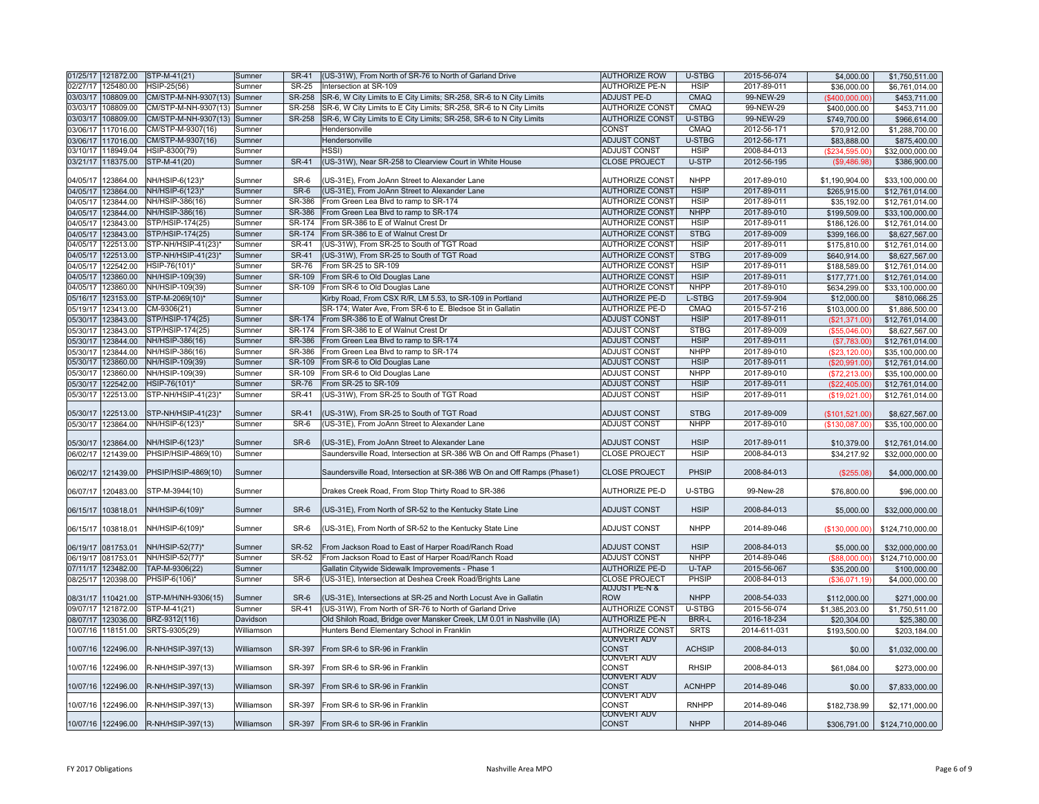| | | | | | | | | | | |
|---|---|---|---|---|---|---|---|---|---|---|
| 01/25/17 | 121872.00 | STP-M-41(21) | Sumner | SR-41 | (US-31W), From North of SR-76 to North of Garland Drive | AUTHORIZE ROW | U-STBG | 2015-56-074 | $4,000.00 | $1,750,511.00 |
| 02/27/17 | 125480.00 | HSIP-25(56) | Sumner | SR-25 | Intersection at SR-109 | AUTHORIZE PE-N | HSIP | 2017-89-011 | $36,000.00 | $6,761,014.00 |
| 03/03/17 | 108809.00 | CM/STP-M-NH-9307(13) | Sumner | SR-258 | SR-6, W City Limits to E City Limits; SR-258, SR-6 to N City Limits | ADJUST PE-D | CMAQ | 99-NEW-29 | ($400,000.00) | $453,711.00 |
| 03/03/17 | 108809.00 | CM/STP-M-NH-9307(13) | Sumner | SR-258 | SR-6, W City Limits to E City Limits; SR-258, SR-6 to N City Limits | AUTHORIZE CONST | CMAQ | 99-NEW-29 | $400,000.00 | $453,711.00 |
| 03/03/17 | 108809.00 | CM/STP-M-NH-9307(13) | Sumner | SR-258 | SR-6, W City Limits to E City Limits; SR-258, SR-6 to N City Limits | AUTHORIZE CONST | U-STBG | 99-NEW-29 | $749,700.00 | $966,614.00 |
| 03/06/17 | 117016.00 | CM/STP-M-9307(16) | Sumner | | Hendersonville | CONST | CMAQ | 2012-56-171 | $70,912.00 | $1,288,700.00 |
| 03/06/17 | 117016.00 | CM/STP-M-9307(16) | Sumner | | Hendersonville | ADJUST CONST | U-STBG | 2012-56-171 | $83,888.00 | $875,400.00 |
| 03/10/17 | 118949.04 | HSIP-8300(79) | Sumner | | HSSI) | ADJUST CONST | HSIP | 2008-84-013 | ($234,595.00) | $32,000,000.00 |
| 03/21/17 | 118375.00 | STP-M-41(20) | Sumner | SR-41 | (US-31W), Near SR-258 to Clearview Court in White House | CLOSE PROJECT | U-STP | 2012-56-195 | ($9,486.98) | $386,900.00 |
| 04/05/17 | 123864.00 | NH/HSIP-6(123)* | Sumner | SR-6 | (US-31E), From JoAnn Street to Alexander Lane | AUTHORIZE CONST | NHPP | 2017-89-010 | $1,190,904.00 | $33,100,000.00 |
| 04/05/17 | 123864.00 | NH/HSIP-6(123)* | Sumner | SR-6 | (US-31E), From JoAnn Street to Alexander Lane | AUTHORIZE CONST | HSIP | 2017-89-011 | $265,915.00 | $12,761,014.00 |
| 04/05/17 | 123844.00 | NH/HSIP-386(16) | Sumner | SR-386 | From Green Lea Blvd to ramp to SR-174 | AUTHORIZE CONST | HSIP | 2017-89-011 | $35,192.00 | $12,761,014.00 |
| 04/05/17 | 123844.00 | NH/HSIP-386(16) | Sumner | SR-386 | From Green Lea Blvd to ramp to SR-174 | AUTHORIZE CONST | NHPP | 2017-89-010 | $199,509.00 | $33,100,000.00 |
| 04/05/17 | 123843.00 | STP/HSIP-174(25) | Sumner | SR-174 | From SR-386 to E of Walnut Crest Dr | AUTHORIZE CONST | HSIP | 2017-89-011 | $186,126.00 | $12,761,014.00 |
| 04/05/17 | 123843.00 | STP/HSIP-174(25) | Sumner | SR-174 | From SR-386 to E of Walnut Crest Dr | AUTHORIZE CONST | STBG | 2017-89-009 | $399,166.00 | $8,627,567.00 |
| 04/05/17 | 122513.00 | STP-NH/HSIP-41(23)* | Sumner | SR-41 | (US-31W), From SR-25 to South of TGT Road | AUTHORIZE CONST | HSIP | 2017-89-011 | $175,810.00 | $12,761,014.00 |
| 04/05/17 | 122513.00 | STP-NH/HSIP-41(23)* | Sumner | SR-41 | (US-31W), From SR-25 to South of TGT Road | AUTHORIZE CONST | STBG | 2017-89-009 | $640,914.00 | $8,627,567.00 |
| 04/05/17 | 122542.00 | HSIP-76(101)* | Sumner | SR-76 | From SR-25 to SR-109 | AUTHORIZE CONST | HSIP | 2017-89-011 | $188,589.00 | $12,761,014.00 |
| 04/05/17 | 123860.00 | NH/HSIP-109(39) | Sumner | SR-109 | From SR-6 to Old Douglas Lane | AUTHORIZE CONST | HSIP | 2017-89-011 | $177,771.00 | $12,761,014.00 |
| 04/05/17 | 123860.00 | NH/HSIP-109(39) | Sumner | SR-109 | From SR-6 to Old Douglas Lane | AUTHORIZE CONST | NHPP | 2017-89-010 | $634,299.00 | $33,100,000.00 |
| 05/16/17 | 123153.00 | STP-M-2069(10)* | Sumner | | Kirby Road, From CSX R/R, LM 5.53, to SR-109 in Portland | AUTHORIZE PE-D | L-STBG | 2017-59-904 | $12,000.00 | $810,066.25 |
| 05/19/17 | 123413.00 | CM-9306(21) | Sumner | | SR-174; Water Ave, From SR-6 to E. Bledsoe St in Gallatin | AUTHORIZE PE-D | CMAQ | 2015-57-216 | $103,000.00 | $1,886,500.00 |
| 05/30/17 | 123843.00 | STP/HSIP-174(25) | Sumner | SR-174 | From SR-386 to E of Walnut Crest Dr | ADJUST CONST | HSIP | 2017-89-011 | ($21,371.00) | $12,761,014.00 |
| 05/30/17 | 123843.00 | STP/HSIP-174(25) | Sumner | SR-174 | From SR-386 to E of Walnut Crest Dr | ADJUST CONST | STBG | 2017-89-009 | ($55,046.00) | $8,627,567.00 |
| 05/30/17 | 123844.00 | NH/HSIP-386(16) | Sumner | SR-386 | From Green Lea Blvd to ramp to SR-174 | ADJUST CONST | HSIP | 2017-89-011 | ($7,783.00) | $12,761,014.00 |
| 05/30/17 | 123844.00 | NH/HSIP-386(16) | Sumner | SR-386 | From Green Lea Blvd to ramp to SR-174 | ADJUST CONST | NHPP | 2017-89-010 | ($23,120.00) | $35,100,000.00 |
| 05/30/17 | 123860.00 | NH/HSIP-109(39) | Sumner | SR-109 | From SR-6 to Old Douglas Lane | ADJUST CONST | HSIP | 2017-89-011 | ($20,991.00) | $12,761,014.00 |
| 05/30/17 | 123860.00 | NH/HSIP-109(39) | Sumner | SR-109 | From SR-6 to Old Douglas Lane | ADJUST CONST | NHPP | 2017-89-010 | ($72,213.00) | $35,100,000.00 |
| 05/30/17 | 122542.00 | HSIP-76(101)* | Sumner | SR-76 | From SR-25 to SR-109 | ADJUST CONST | HSIP | 2017-89-011 | ($22,405.00) | $12,761,014.00 |
| 05/30/17 | 122513.00 | STP-NH/HSIP-41(23)* | Sumner | SR-41 | (US-31W), From SR-25 to South of TGT Road | ADJUST CONST | HSIP | 2017-89-011 | ($19,021.00) | $12,761,014.00 |
| 05/30/17 | 122513.00 | STP-NH/HSIP-41(23)* | Sumner | SR-41 | (US-31W), From SR-25 to South of TGT Road | ADJUST CONST | STBG | 2017-89-009 | ($101,521.00) | $8,627,567.00 |
| 05/30/17 | 123864.00 | NH/HSIP-6(123)* | Sumner | SR-6 | (US-31E), From JoAnn Street to Alexander Lane | ADJUST CONST | NHPP | 2017-89-010 | ($130,087.00) | $35,100,000.00 |
| 05/30/17 | 123864.00 | NH/HSIP-6(123)* | Sumner | SR-6 | (US-31E), From JoAnn Street to Alexander Lane | ADJUST CONST | HSIP | 2017-89-011 | $10,379.00 | $12,761,014.00 |
| 06/02/17 | 121439.00 | PHSIP/HSIP-4869(10) | Sumner | | Saundersville Road, Intersection at SR-386 WB On and Off Ramps (Phase1) | CLOSE PROJECT | HSIP | 2008-84-013 | $34,217.92 | $32,000,000.00 |
| 06/02/17 | 121439.00 | PHSIP/HSIP-4869(10) | Sumner | | Saundersville Road, Intersection at SR-386 WB On and Off Ramps (Phase1) | CLOSE PROJECT | PHSIP | 2008-84-013 | ($255.08) | $4,000,000.00 |
| 06/07/17 | 120483.00 | STP-M-3944(10) | Sumner | | Drakes Creek Road, From Stop Thirty Road to SR-386 | AUTHORIZE PE-D | U-STBG | 99-New-28 | $76,800.00 | $96,000.00 |
| 06/15/17 | 103818.01 | NH/HSIP-6(109)* | Sumner | SR-6 | (US-31E), From North of SR-52 to the Kentucky State Line | ADJUST CONST | HSIP | 2008-84-013 | $5,000.00 | $32,000,000.00 |
| 06/15/17 | 103818.01 | NH/HSIP-6(109)* | Sumner | SR-6 | (US-31E), From North of SR-52 to the Kentucky State Line | ADJUST CONST | NHPP | 2014-89-046 | ($130,000.00) | $124,710,000.00 |
| 06/19/17 | 081753.01 | NH/HSIP-52(77)* | Sumner | SR-52 | From Jackson Road to East of Harper Road/Ranch Road | ADJUST CONST | HSIP | 2008-84-013 | $5,000.00 | $32,000,000.00 |
| 06/19/17 | 081753.01 | NH/HSIP-52(77)* | Sumner | SR-52 | From Jackson Road to East of Harper Road/Ranch Road | ADJUST CONST | NHPP | 2014-89-046 | ($88,000.00) | $124,710,000.00 |
| 07/11/17 | 123482.00 | TAP-M-9306(22) | Sumner | | Gallatin Citywide Sidewalk Improvements - Phase 1 | AUTHORIZE PE-D | U-TAP | 2015-56-067 | $35,200.00 | $100,000.00 |
| 08/25/17 | 120398.00 | PHSIP-6(106)* | Sumner | SR-6 | (US-31E), Intersection at Deshea Creek Road/Brights Lane | CLOSE PROJECT | PHSIP | 2008-84-013 | ($36,071.19) | $4,000,000.00 |
| 08/31/17 | 110421.00 | STP-M/H/NH-9306(15) | Sumner | SR-6 | (US-31E), Intersections at SR-25 and North Locust Ave in Gallatin | ADJUST PE-N & ROW | NHPP | 2008-54-033 | $112,000.00 | $271,000.00 |
| 09/07/17 | 121872.00 | STP-M-41(21) | Sumner | SR-41 | (US-31W), From North of SR-76 to North of Garland Drive | AUTHORIZE CONST | U-STBG | 2015-56-074 | $1,385,203.00 | $1,750,511.00 |
| 08/07/17 | 123036.00 | BRZ-9312(116) | Davidson | | Old Shiloh Road, Bridge over Mansker Creek, LM 0.01 in Nashville (IA) | AUTHORIZE PE-N | BRR-L | 2016-18-234 | $20,304.00 | $25,380.00 |
| 10/07/16 | 118151.00 | SRTS-9305(29) | Williamson | | Hunters Bend Elementary School in Franklin | AUTHORIZE CONST | SRTS | 2014-611-031 | $193,500.00 | $203,184.00 |
| 10/07/16 | 122496.00 | R-NH/HSIP-397(13) | Williamson | SR-397 | From SR-6 to SR-96 in Franklin | CONVERT ADV CONST | ACHSIP | 2008-84-013 | $0.00 | $1,032,000.00 |
| 10/07/16 | 122496.00 | R-NH/HSIP-397(13) | Williamson | SR-397 | From SR-6 to SR-96 in Franklin | CONVERT ADV CONST | RHSIP | 2008-84-013 | $61,084.00 | $273,000.00 |
| 10/07/16 | 122496.00 | R-NH/HSIP-397(13) | Williamson | SR-397 | From SR-6 to SR-96 in Franklin | CONVERT ADV CONST | ACNHPP | 2014-89-046 | $0.00 | $7,833,000.00 |
| 10/07/16 | 122496.00 | R-NH/HSIP-397(13) | Williamson | SR-397 | From SR-6 to SR-96 in Franklin | CONVERT ADV CONST | RNHPP | 2014-89-046 | $182,738.99 | $2,171,000.00 |
| 10/07/16 | 122496.00 | R-NH/HSIP-397(13) | Williamson | SR-397 | From SR-6 to SR-96 in Franklin | CONVERT ADV CONST | NHPP | 2014-89-046 | $306,791.00 | $124,710,000.00 |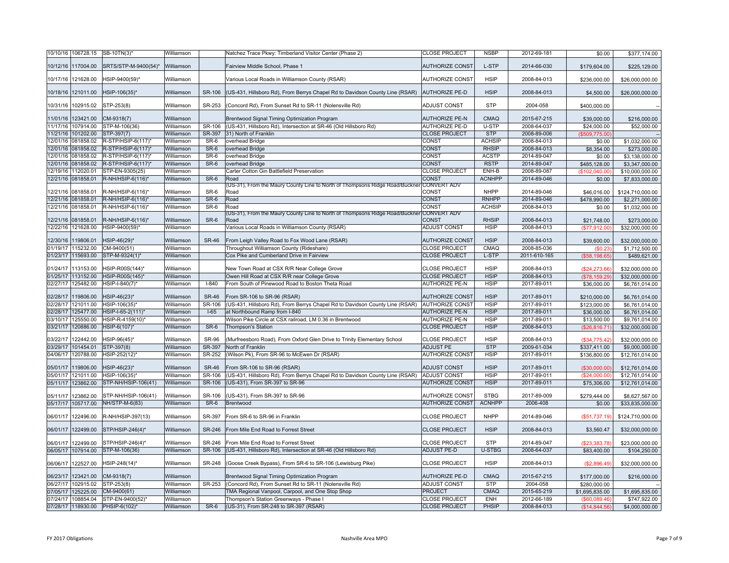| | | | | | | | | | | |
|---|---|---|---|---|---|---|---|---|---|---|
| 10/10/16 | 106728.15 | SB-10TN(3)* | Williamson | | Natchez Trace Pkwy: Timberland Visitor Center (Phase 2) | CLOSE PROJECT | NSBP | 2012-69-181 | $0.00 | $377,174.00 |
| 10/12/16 | 117004.00 | SRTS/STP-M-9400(54)* | Williamson | | Fairview Middle School, Phase 1 | AUTHORIZE CONST | L-STP | 2014-66-030 | $179,604.00 | $225,129.00 |
| 10/17/16 | 121628.00 | HSIP-9400(59)* | Williamson | | Various Local Roads in Williamson County (RSAR) | AUTHORIZE CONST | HSIP | 2008-84-013 | $236,000.00 | $26,000,000.00 |
| 10/18/16 | 121011.00 | HSIP-106(35)* | Williamson | SR-106 | (US-431, Hillsboro Rd), From Berrys Chapel Rd to Davidson County Line (RSAR) | AUTHORIZE PE-D | HSIP | 2008-84-013 | $4,500.00 | $26,000,000.00 |
| 10/31/16 | 102915.02 | STP-253(8) | Williamson | SR-253 | (Concord Rd), From Sunset Rd to SR-11 (Nolensville Rd) | ADJUST CONST | STP | 2004-058 | $400,000.00 | -- |
| 11/01/16 | 123421.00 | CM-9318(7) | Williamson | | Brentwood Signal Timing Optimization Program | AUTHORIZE PE-N | CMAQ | 2015-67-215 | $39,000.00 | $216,000.00 |
| 11/17/16 | 107914.00 | STP-M-106(36) | Williamson | SR-106 | (US-431, Hillsboro Rd), Intersection at SR-46 (Old Hillsboro Rd) | AUTHORIZE PE-D | U-STP | 2008-64-037 | $24,000.00 | $52,000.00 |
| 11/21/16 | 101202.00 | STP-397(7) | Williamson | SR-397 | 31) North of Franklin | CLOSE PROJECT | STP | 2008-89-006 | ($509,775.00) | -- |
| 12/01/16 | 081858.02 | R-STP/HSIP-6(117)* | Williamson | SR-6 | overhead Bridge | CONST | ACHSIP | 2008-84-013 | $0.00 | $1,032,000.00 |
| 12/01/16 | 081858.02 | R-STP/HSIP-6(117)* | Williamson | SR-6 | overhead Bridge | CONST | RHSIP | 2008-84-013 | $8,354.00 | $273,000.00 |
| 12/01/16 | 081858.02 | R-STP/HSIP-6(117)* | Williamson | SR-6 | overhead Bridge | CONST | ACSTP | 2014-89-047 | $0.00 | $3,138,000.00 |
| 12/01/16 | 081858.02 | R-STP/HSIP-6(117)* | Williamson | SR-6 | overhead Bridge | CONST | RSTP | 2014-89-047 | $485,128.00 | $3,347,000.00 |
| 12/19/16 | 112020.01 | STP-EN-9305(25) | Williamson | | Carter Cotton Gin Battlefield Preservation | CLOSE PROJECT | ENH-B | 2008-89-087 | ($102,040.00) | $10,000,000.00 |
| 12/21/16 | 081858.01 | R-NH/HSIP-6(116)* | Williamson | SR-6 | Road | CONST | ACNHPP | 2014-89-046 | $0.00 | $7,833,000.00 |
| 12/21/16 | 081858.01 | R-NH/HSIP-6(116)* | Williamson | SR-6 | (US-31), From the Maury County Line to North of Thompsons Ridge Road/Buckner Road | CONVERT ADV CONST | NHPP | 2014-89-046 | $46,016.00 | $124,710,000.00 |
| 12/21/16 | 081858.01 | R-NH/HSIP-6(116)* | Williamson | SR-6 | Road | CONST | RNHPP | 2014-89-046 | $478,990.00 | $2,271,000.00 |
| 12/21/16 | 081858.01 | R-NH/HSIP-6(116)* | Williamson | SR-6 | Road | CONST | ACHSIP | 2008-84-013 | $0.00 | $1,032,000.00 |
| 12/21/16 | 081858.01 | R-NH/HSIP-6(116)* | Williamson | SR-6 | (US-31), From the Maury County Line to North of Thompsons Ridge Road/Buckner Road | CONVERT ADV CONST | RHSIP | 2008-84-013 | $21,748.00 | $273,000.00 |
| 12/22/16 | 121628.00 | HSIP-9400(59)* | Williamson | | Various Local Roads in Williamson County (RSAR) | ADJUST CONST | HSIP | 2008-84-013 | ($77,912.00) | $32,000,000.00 |
| 12/30/16 | 119806.01 | HSIP-46(29)* | Williamson | SR-46 | From Leigh Valley Road to Fox Wood Lane (RSAR) | AUTHORIZE CONST | HSIP | 2008-84-013 | $39,600.00 | $32,000,000.00 |
| 01/19/17 | 115232.00 | CM-9400(51) | Williamson | | Throughout Williamson County (Rideshare) | CLOSE PROJECT | CMAQ | 2008-85-036 | ($0.23) | $1,712,500.00 |
| 01/23/17 | 115693.00 | STP-M-9324(1)* | Williamson | | Cox Pike and Cumberland Drive in Fairview | CLOSE PROJECT | L-STP | 2011-610-165 | ($58,198.65) | $489,621.00 |
| 01/24/17 | 113153.00 | HSIP-R00S(144)* | Williamson | | New Town Road at CSX R/R Near College Grove | CLOSE PROJECT | HSIP | 2008-84-013 | ($24,273.66) | $32,000,000.00 |
| 01/25/17 | 113152.00 | HSIP-R00S(145)* | Williamson | | Owen Hill Road at CSX R/R near College Grove | CLOSE PROJECT | HSIP | 2008-84-013 | ($78,159.29) | $32,000,000.00 |
| 02/27/17 | 125482.00 | HSIP-I-840(7)* | Williamson | I-840 | From South of Pinewood Road to Boston Theta Road | AUTHORIZE PE-N | HSIP | 2017-89-011 | $36,000.00 | $6,761,014.00 |
| 02/28/17 | 119806.00 | HSIP-46(23)* | Williamson | SR-46 | From SR-106 to SR-96 (RSAR) | AUTHORIZE CONST | HSIP | 2017-89-011 | $210,000.00 | $6,761,014.00 |
| 02/28/17 | 121011.00 | HSIP-106(35)* | Williamson | SR-106 | (US-431, Hillsboro Rd), From Berrys Chapel Rd to Davidson County Line (RSAR) | AUTHORIZE CONST | HSIP | 2017-89-011 | $123,000.00 | $6,761,014.00 |
| 02/28/17 | 125477.00 | HSIP-I-65-2(111)* | Williamson | I-65 | at Northbound Ramp from I-840 | AUTHORIZE PE-N | HSIP | 2017-89-011 | $36,000.00 | $6,761,014.00 |
| 03/10/17 | 125550.00 | HSIP-R-4159(10)* | Williamson | | Wilson Pike Circle at CSX railroad, LM 0.36 in Brentwood | AUTHORIZE PE-N | HSIP | 2017-89-011 | $13,500.00 | $9,761,014.00 |
| 03/21/17 | 120886.00 | HSIP-6(107)* | Williamson | SR-6 | Thompson's Station | CLOSE PROJECT | HSIP | 2008-84-013 | ($26,816.71) | $32,000,000.00 |
| 03/22/17 | 122442.00 | HSIP-96(45)* | Williamson | SR-96 | (Murfreesboro Road), From Oxford Glen Drive to Trinity Elementary School | CLOSE PROJECT | HSIP | 2008-84-013 | ($34,775.42) | $32,000,000.00 |
| 03/29/17 | 101454.01 | STP-397(8) | Williamson | SR-397 | North of Franklin | ADJUST PE | STP | 2009-61-034 | $337,411.00 | $9,000,000.00 |
| 04/06/17 | 120788.00 | HSIP-252(12)* | Williamson | SR-252 | (Wilson Pk), From SR-96 to McEwen Dr (RSAR) | AUTHORIZE CONST | HSIP | 2017-89-011 | $136,800.00 | $12,761,014.00 |
| 05/01/17 | 119806.00 | HSIP-46(23)* | Williamson | SR-46 | From SR-106 to SR-96 (RSAR) | ADJUST CONST | HSIP | 2017-89-011 | ($30,000.00) | $12,761,014.00 |
| 05/01/17 | 121011.00 | HSIP-106(35)* | Williamson | SR-106 | (US-431, Hillsboro Rd), From Berrys Chapel Rd to Davidson County Line (RSAR) | ADJUST CONST | HSIP | 2017-89-011 | ($24,000.00) | $12,761,014.00 |
| 05/11/17 | 123862.00 | STP-NH/HSIP-106(41) | Williamson | SR-106 | (US-431), From SR-397 to SR-96 | AUTHORIZE CONST | HSIP | 2017-89-011 | $75,306.00 | $12,761,014.00 |
| 05/11/17 | 123862.00 | STP-NH/HSIP-106(41) | Williamson | SR-106 | (US-431), From SR-397 to SR-96 | AUTHORIZE CONST | STBG | 2017-89-009 | $279,444.00 | $8,627,567.00 |
| 05/17/17 | 105717.00 | NH/STP-M-6(83) | Williamson | SR-6 | Brentwood | AUTHORIZE CONST | ACNHPP | 2006-408 | $0.00 | $33,835,000.00 |
| 06/01/17 | 122496.00 | R-NH/HSIP-397(13) | Williamson | SR-397 | From SR-6 to SR-96 in Franklin | CLOSE PROJECT | NHPP | 2014-89-046 | ($51,737.19) | $124,710,000.00 |
| 06/01/17 | 122499.00 | STP/HSIP-246(4)* | Williamson | SR-246 | From Mile End Road to Forrest Street | CLOSE PROJECT | HSIP | 2008-84-013 | $3,560.47 | $32,000,000.00 |
| 06/01/17 | 122499.00 | STP/HSIP-246(4)* | Williamson | SR-246 | From Mile End Road to Forrest Street | CLOSE PROJECT | STP | 2014-89-047 | ($23,383.78) | $23,000,000.00 |
| 06/05/17 | 107914.00 | STP-M-106(36) | Williamson | SR-106 | (US-431, Hillsboro Rd), Intersection at SR-46 (Old Hillsboro Rd) | ADJUST PE-D | U-STBG | 2008-64-037 | $83,400.00 | $104,250.00 |
| 06/06/17 | 122527.00 | HSIP-248(14)* | Williamson | SR-248 | (Goose Creek Bypass), From SR-6 to SR-106 (Lewisburg Pike) | CLOSE PROJECT | HSIP | 2008-84-013 | ($2,896.49) | $32,000,000.00 |
| 06/23/17 | 123421.00 | CM-9318(7) | Williamson | | Brentwood Signal Timing Optimization Program | AUTHORIZE PE-D | CMAQ | 2015-67-215 | $177,000.00 | $216,000.00 |
| 06/27/17 | 102915.02 | STP-253(8) | Williamson | SR-253 | (Concord Rd), From Sunset Rd to SR-11 (Nolensville Rd) | ADJUST CONST | STP | 2004-058 | $280,000.00 | -- |
| 07/05/17 | 125225.00 | CM-9400(61) | Williamson | | TMA Regional Vanpool, Carpool, and One Stop Shop | PROJECT | CMAQ | 2015-65-219 | $1,695,835.00 | $1,695,835.00 |
| 07/24/17 | 108854.04 | STP-EN-9400(52)* | Williamson | | Thompson's Station Greenways - Phase I | CLOSE PROJECT | ENH | 2012-66-189 | ($60,089.46) | $747,922.00 |
| 07/28/17 | 118930.00 | PHSIP-6(102)* | Williamson | SR-6 | (US-31), From SR-248 to SR-397 (RSAR) | CLOSE PROJECT | PHSIP | 2008-84-013 | ($14,844.56) | $4,000,000.00 |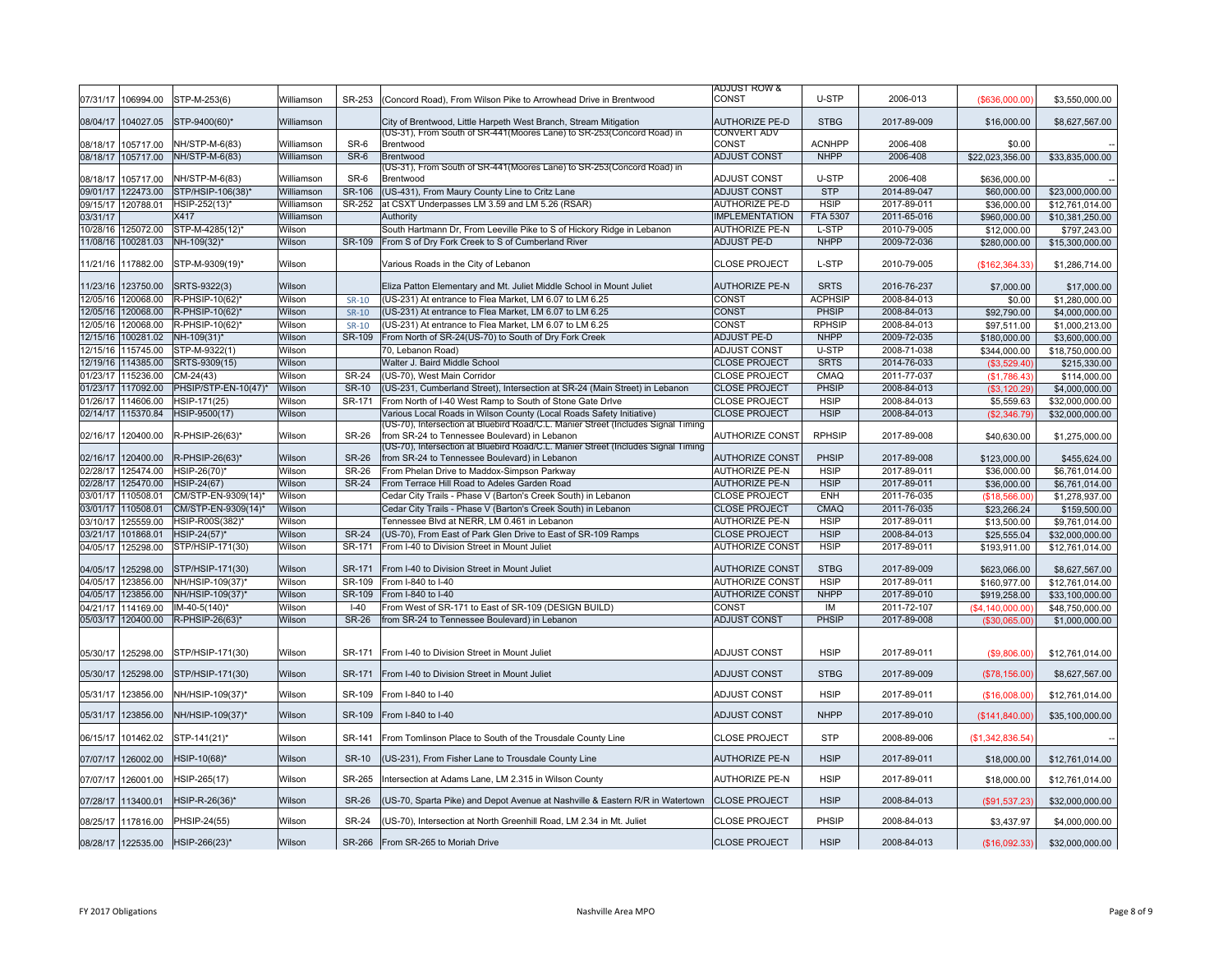| | | | | | | | | | | |
|---|---|---|---|---|---|---|---|---|---|---|
| 07/31/17 | 106994.00 | STP-M-253(6) | Williamson | SR-253 | (Concord Road), From Wilson Pike to Arrowhead Drive in Brentwood | ADJUST ROW & CONST | U-STP | 2006-013 | ($636,000.00) | $3,550,000.00 |
| 08/04/17 | 104027.05 | STP-9400(60)* | Williamson | | City of Brentwood, Little Harpeth West Branch, Stream Mitigation | AUTHORIZE PE-D | STBG | 2017-89-009 | $16,000.00 | $8,627,567.00 |
| 08/18/17 | 105717.00 | NH/STP-M-6(83) | Williamson | SR-6 | (US-31), From South of SR-441(Moores Lane) to SR-253(Concord Road) in Brentwood | CONVERT ADV CONST | ACNHPP | 2006-408 | $0.00 | -- |
| 08/18/17 | 105717.00 | NH/STP-M-6(83) | Williamson | SR-6 | Brentwood | ADJUST CONST | NHPP | 2006-408 | $22,023,356.00 | $33,835,000.00 |
| 08/18/17 | 105717.00 | NH/STP-M-6(83) | Williamson | SR-6 | (US-31), From South of SR-441(Moores Lane) to SR-253(Concord Road) in Brentwood | ADJUST CONST | U-STP | 2006-408 | $636,000.00 | -- |
| 09/01/17 | 122473.00 | STP/HSIP-106(38)* | Williamson | SR-106 | (US-431), From Maury County Line to Critz Lane | ADJUST CONST | STP | 2014-89-047 | $60,000.00 | $23,000,000.00 |
| 09/15/17 | 120788.01 | HSIP-252(13)* | Williamson | SR-252 | at CSXT Underpasses LM 3.59 and LM 5.26 (RSAR) | AUTHORIZE PE-D | HSIP | 2017-89-011 | $36,000.00 | $12,761,014.00 |
| 03/31/17 | | X417 | Williamson | | Authority | IMPLEMENTATION | FTA 5307 | 2011-65-016 | $960,000.00 | $10,381,250.00 |
| 10/28/16 | 125072.00 | STP-M-4285(12)* | Wilson | | South Hartmann Dr, From Leeville Pike to S of Hickory Ridge in Lebanon | AUTHORIZE PE-N | L-STP | 2010-79-005 | $12,000.00 | $797,243.00 |
| 11/08/16 | 100281.03 | NH-109(32)* | Wilson | SR-109 | From S of Dry Fork Creek to S of Cumberland River | ADJUST PE-D | NHPP | 2009-72-036 | $280,000.00 | $15,300,000.00 |
| 11/21/16 | 117882.00 | STP-M-9309(19)* | Wilson | | Various Roads in the City of Lebanon | CLOSE PROJECT | L-STP | 2010-79-005 | ($162,364.33) | $1,286,714.00 |
| 11/23/16 | 123750.00 | SRTS-9322(3) | Wilson | | Eliza Patton Elementary and Mt. Juliet Middle School in Mount Juliet | AUTHORIZE PE-N | SRTS | 2016-76-237 | $7,000.00 | $17,000.00 |
| 12/05/16 | 120068.00 | R-PHSIP-10(62)* | Wilson | SR-10 | (US-231) At entrance to Flea Market, LM 6.07 to LM 6.25 | CONST | ACPHSIP | 2008-84-013 | $0.00 | $1,280,000.00 |
| 12/05/16 | 120068.00 | R-PHSIP-10(62)* | Wilson | SR-10 | (US-231) At entrance to Flea Market, LM 6.07 to LM 6.25 | CONST | PHSIP | 2008-84-013 | $92,790.00 | $4,000,000.00 |
| 12/05/16 | 120068.00 | R-PHSIP-10(62)* | Wilson | SR-10 | (US-231) At entrance to Flea Market, LM 6.07 to LM 6.25 | CONST | RPHSIP | 2008-84-013 | $97,511.00 | $1,000,213.00 |
| 12/15/16 | 100281.02 | NH-109(31)* | Wilson | SR-109 | From North of SR-24(US-70) to South of Dry Fork Creek | ADJUST PE-D | NHPP | 2009-72-035 | $180,000.00 | $3,600,000.00 |
| 12/15/16 | 115745.00 | STP-M-9322(1) | Wilson | | 70, Lebanon Road) | ADJUST CONST | U-STP | 2008-71-038 | $344,000.00 | $18,750,000.00 |
| 12/19/16 | 114385.00 | SRTS-9309(15) | Wilson | | Walter J. Baird Middle School | CLOSE PROJECT | SRTS | 2014-76-033 | ($3,529.40) | $215,330.00 |
| 01/23/17 | 115236.00 | CM-24(43) | Wilson | SR-24 | (US-70), West Main Corridor | CLOSE PROJECT | CMAQ | 2011-77-037 | ($1,786.43) | $114,000.00 |
| 01/23/17 | 117092.00 | PHSIP/STP-EN-10(47)* | Wilson | SR-10 | (US-231, Cumberland Street), Intersection at SR-24 (Main Street) in Lebanon | CLOSE PROJECT | PHSIP | 2008-84-013 | ($3,120.29) | $4,000,000.00 |
| 01/26/17 | 114606.00 | HSIP-171(25) | Wilson | SR-171 | From North of I-40 West Ramp to South of Stone Gate Drive | CLOSE PROJECT | HSIP | 2008-84-013 | $5,559.63 | $32,000,000.00 |
| 02/14/17 | 115370.84 | HSIP-9500(17) | Wilson | | Various Local Roads in Wilson County (Local Roads Safety Initiative) | CLOSE PROJECT | HSIP | 2008-84-013 | ($2,346.79) | $32,000,000.00 |
| 02/16/17 | 120400.00 | R-PHSIP-26(63)* | Wilson | SR-26 | (US-70), Intersection at Bluebird Road/C.L. Manier Street (Includes Signal Timing from SR-24 to Tennessee Boulevard) in Lebanon | AUTHORIZE CONST | RPHSIP | 2017-89-008 | $40,630.00 | $1,275,000.00 |
| 02/16/17 | 120400.00 | R-PHSIP-26(63)* | Wilson | SR-26 | (US-70), Intersection at Bluebird Road/C.L. Manier Street (Includes Signal Timing from SR-24 to Tennessee Boulevard) in Lebanon | AUTHORIZE CONST | PHSIP | 2017-89-008 | $123,000.00 | $455,624.00 |
| 02/28/17 | 125474.00 | HSIP-26(70)* | Wilson | SR-26 | From Phelan Drive to Maddox-Simpson Parkway | AUTHORIZE PE-N | HSIP | 2017-89-011 | $36,000.00 | $6,761,014.00 |
| 02/28/17 | 125470.00 | HSIP-24(67) | Wilson | SR-24 | From Terrace Hill Road to Adeles Garden Road | AUTHORIZE PE-N | HSIP | 2017-89-011 | $36,000.00 | $6,761,014.00 |
| 03/01/17 | 110508.01 | CM/STP-EN-9309(14)* | Wilson | | Cedar City Trails - Phase V (Barton's Creek South) in Lebanon | CLOSE PROJECT | ENH | 2011-76-035 | ($18,566.00) | $1,278,937.00 |
| 03/01/17 | 110508.01 | CM/STP-EN-9309(14)* | Wilson | | Cedar City Trails - Phase V (Barton's Creek South) in Lebanon | CLOSE PROJECT | CMAQ | 2011-76-035 | $23,266.24 | $159,500.00 |
| 03/10/17 | 125559.00 | HSIP-R00S(382)* | Wilson | | Tennessee Blvd at NERR, LM 0.461 in Lebanon | AUTHORIZE PE-N | HSIP | 2017-89-011 | $13,500.00 | $9,761,014.00 |
| 03/21/17 | 101868.01 | HSIP-24(57)* | Wilson | SR-24 | (US-70), From East of Park Glen Drive to East of SR-109 Ramps | CLOSE PROJECT | HSIP | 2008-84-013 | $25,555.04 | $32,000,000.00 |
| 04/05/17 | 125298.00 | STP/HSIP-171(30) | Wilson | SR-171 | From I-40 to Division Street in Mount Juliet | AUTHORIZE CONST | HSIP | 2017-89-011 | $193,911.00 | $12,761,014.00 |
| 04/05/17 | 125298.00 | STP/HSIP-171(30) | Wilson | SR-171 | From I-40 to Division Street in Mount Juliet | AUTHORIZE CONST | STBG | 2017-89-009 | $623,066.00 | $8,627,567.00 |
| 04/05/17 | 123856.00 | NH/HSIP-109(37)* | Wilson | SR-109 | From I-840 to I-40 | AUTHORIZE CONST | HSIP | 2017-89-011 | $160,977.00 | $12,761,014.00 |
| 04/05/17 | 123856.00 | NH/HSIP-109(37)* | Wilson | SR-109 | From I-840 to I-40 | AUTHORIZE CONST | NHPP | 2017-89-010 | $919,258.00 | $33,100,000.00 |
| 04/21/17 | 114169.00 | IM-40-5(140)* | Wilson | I-40 | From West of SR-171 to East of SR-109 (DESIGN BUILD) | CONST | IM | 2011-72-107 | ($4,140,000.00) | $48,750,000.00 |
| 05/03/17 | 120400.00 | R-PHSIP-26(63)* | Wilson | SR-26 | from SR-24 to Tennessee Boulevard) in Lebanon | ADJUST CONST | PHSIP | 2017-89-008 | ($30,065.00) | $1,000,000.00 |
| 05/30/17 | 125298.00 | STP/HSIP-171(30) | Wilson | SR-171 | From I-40 to Division Street in Mount Juliet | ADJUST CONST | HSIP | 2017-89-011 | ($9,806.00) | $12,761,014.00 |
| 05/30/17 | 125298.00 | STP/HSIP-171(30) | Wilson | SR-171 | From I-40 to Division Street in Mount Juliet | ADJUST CONST | STBG | 2017-89-009 | ($78,156.00) | $8,627,567.00 |
| 05/31/17 | 123856.00 | NH/HSIP-109(37)* | Wilson | SR-109 | From I-840 to I-40 | ADJUST CONST | HSIP | 2017-89-011 | ($16,008.00) | $12,761,014.00 |
| 05/31/17 | 123856.00 | NH/HSIP-109(37)* | Wilson | SR-109 | From I-840 to I-40 | ADJUST CONST | NHPP | 2017-89-010 | ($141,840.00) | $35,100,000.00 |
| 06/15/17 | 101462.02 | STP-141(21)* | Wilson | SR-141 | From Tomlinson Place to South of the Trousdale County Line | CLOSE PROJECT | STP | 2008-89-006 | ($1,342,836.54) | -- |
| 07/07/17 | 126002.00 | HSIP-10(68)* | Wilson | SR-10 | (US-231), From Fisher Lane to Trousdale County Line | AUTHORIZE PE-N | HSIP | 2017-89-011 | $18,000.00 | $12,761,014.00 |
| 07/07/17 | 126001.00 | HSIP-265(17) | Wilson | SR-265 | Intersection at Adams Lane, LM 2.315 in Wilson County | AUTHORIZE PE-N | HSIP | 2017-89-011 | $18,000.00 | $12,761,014.00 |
| 07/28/17 | 113400.01 | HSIP-R-26(36)* | Wilson | SR-26 | (US-70, Sparta Pike) and Depot Avenue at Nashville & Eastern R/R in Watertown | CLOSE PROJECT | HSIP | 2008-84-013 | ($91,537.23) | $32,000,000.00 |
| 08/25/17 | 117816.00 | PHSIP-24(55) | Wilson | SR-24 | (US-70), Intersection at North Greenhill Road, LM 2.34 in Mt. Juliet | CLOSE PROJECT | PHSIP | 2008-84-013 | $3,437.97 | $4,000,000.00 |
| 08/28/17 | 122535.00 | HSIP-266(23)* | Wilson | SR-266 | From SR-265 to Moriah Drive | CLOSE PROJECT | HSIP | 2008-84-013 | ($16,092.33) | $32,000,000.00 |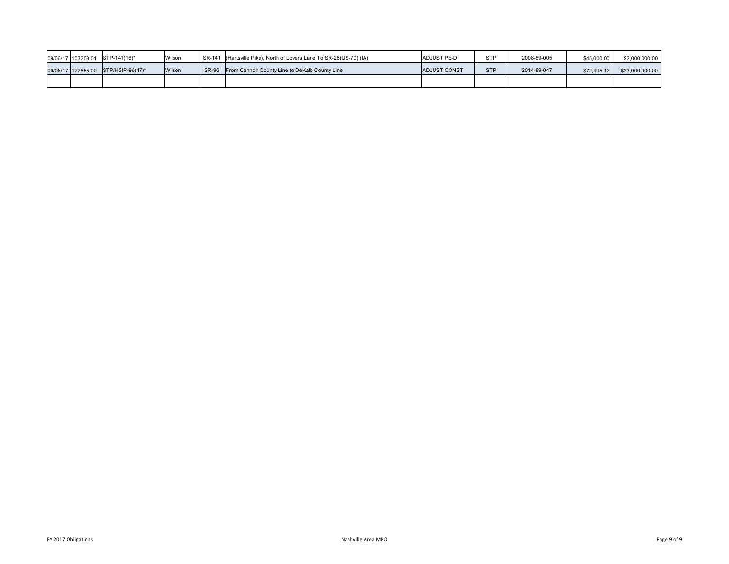| | | | | | | | | | | |
|---|---|---|---|---|---|---|---|---|---|---|
| 09/06/17 | 103203.01 | STP-141(16)* | Wilson | SR-141 | (Hartsville Pike), North of Lovers Lane To SR-26(US-70) (IA) | ADJUST PE-D | STP | 2008-89-005 | $45,000.00 | $2,000,000.00 |
| 09/06/17 | 122555.00 | STP/HSIP-96(47)* | Wilson | SR-96 | From Cannon County Line to DeKalb County Line | ADJUST CONST | STP | 2014-89-047 | $72,495.12 | $23,000,000.00 |
| | | | | | | | | | | |